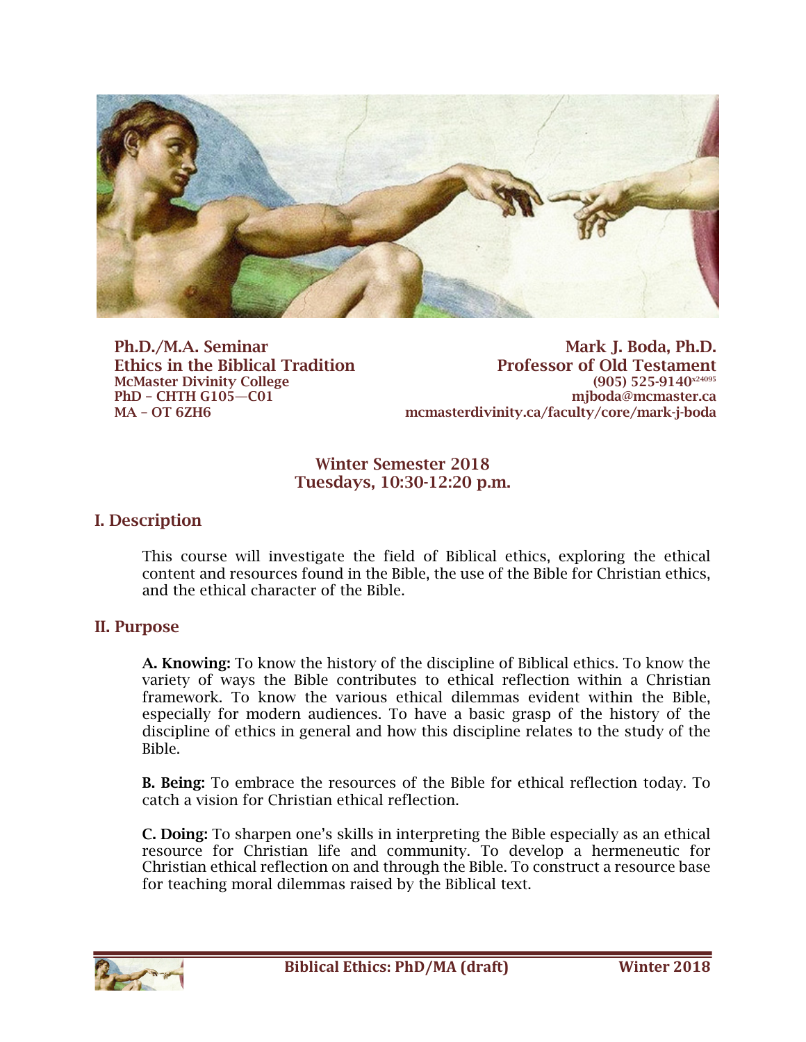**Ph.D./M.A. Seminar**
**Ethics in the Biblical Tradition**
**McMaster Divinity College**
**PhD – CHTH G105—C01**
**MA – OT 6ZH6**

**Mark J. Boda, Ph.D.**
**Professor of Old Testament**
**(905) 525-9140 x24095**
**mjboda@mcmaster.ca**
**mcmasterdivinity.ca/faculty/core/mark-j-boda**

**Winter Semester 2018**
**Tuesdays, 10:30-12:20 p.m.**

## I. Description

This course will investigate the field of Biblical ethics, exploring the ethical content and resources found in the Bible, the use of the Bible for Christian ethics, and the ethical character of the Bible.

## II. Purpose

**A. Knowing:** To know the history of the discipline of Biblical ethics. To know the variety of ways the Bible contributes to ethical reflection within a Christian framework. To know the various ethical dilemmas evident within the Bible, especially for modern audiences. To have a basic grasp of the history of the discipline of ethics in general and how this discipline relates to the study of the Bible.

**B. Being:** To embrace the resources of the Bible for ethical reflection today. To catch a vision for Christian ethical reflection.

**C. Doing:** To sharpen one's skills in interpreting the Bible especially as an ethical resource for Christian life and community. To develop a hermeneutic for Christian ethical reflection on and through the Bible. To construct a resource base for teaching moral dilemmas raised by the Biblical text.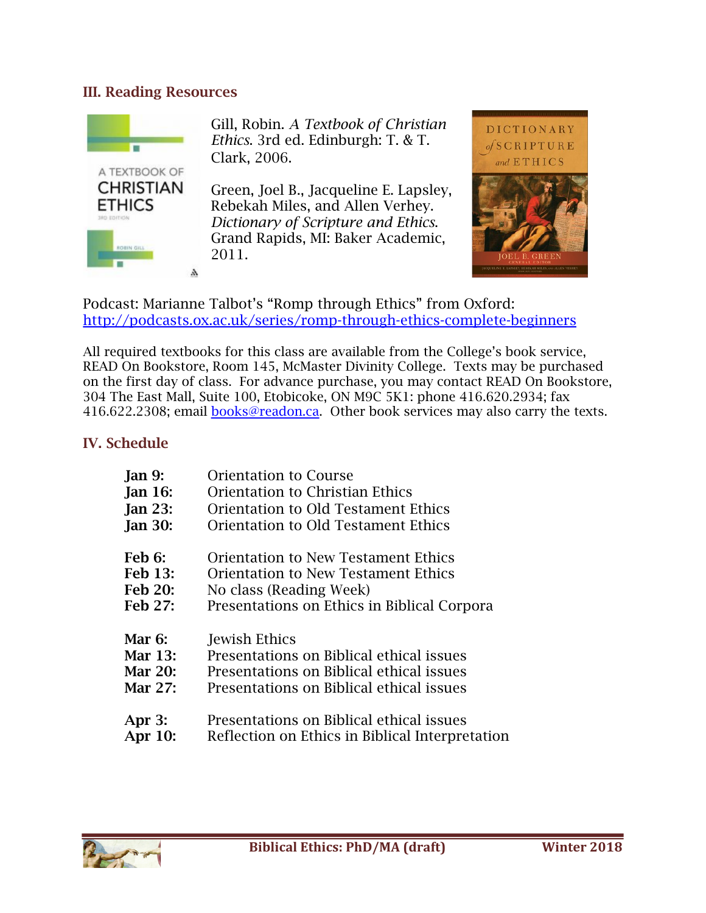## III. Reading Resources

Gill, Robin. *A Textbook of Christian Ethics*. 3rd ed. Edinburgh: T. & T. Clark, 2006.

Green, Joel B., Jacqueline E. Lapsley, Rebekah Miles, and Allen Verhey. *Dictionary of Scripture and Ethics*. Grand Rapids, MI: Baker Academic, 2011.

Podcast: Marianne Talbot's "Romp through Ethics" from Oxford: http://podcasts.ox.ac.uk/series/romp-through-ethics-complete-beginners

All required textbooks for this class are available from the College's book service, READ On Bookstore, Room 145, McMaster Divinity College. Texts may be purchased on the first day of class. For advance purchase, you may contact READ On Bookstore, 304 The East Mall, Suite 100, Etobicoke, ON M9C 5K1: phone 416.620.2934; fax 416.622.2308; email books@readon.ca. Other book services may also carry the texts.

## IV. Schedule

| | |
|---|---|
| **Jan 9:** | Orientation to Course |
| **Jan 16:** | Orientation to Christian Ethics |
| **Jan 23:** | Orientation to Old Testament Ethics |
| **Jan 30:** | Orientation to Old Testament Ethics |
| **Feb 6:** | Orientation to New Testament Ethics |
| **Feb 13:** | Orientation to New Testament Ethics |
| **Feb 20:** | No class (Reading Week) |
| **Feb 27:** | Presentations on Ethics in Biblical Corpora |
| **Mar 6:** | Jewish Ethics |
| **Mar 13:** | Presentations on Biblical ethical issues |
| **Mar 20:** | Presentations on Biblical ethical issues |
| **Mar 27:** | Presentations on Biblical ethical issues |
| **Apr 3:** | Presentations on Biblical ethical issues |
| **Apr 10:** | Reflection on Ethics in Biblical Interpretation |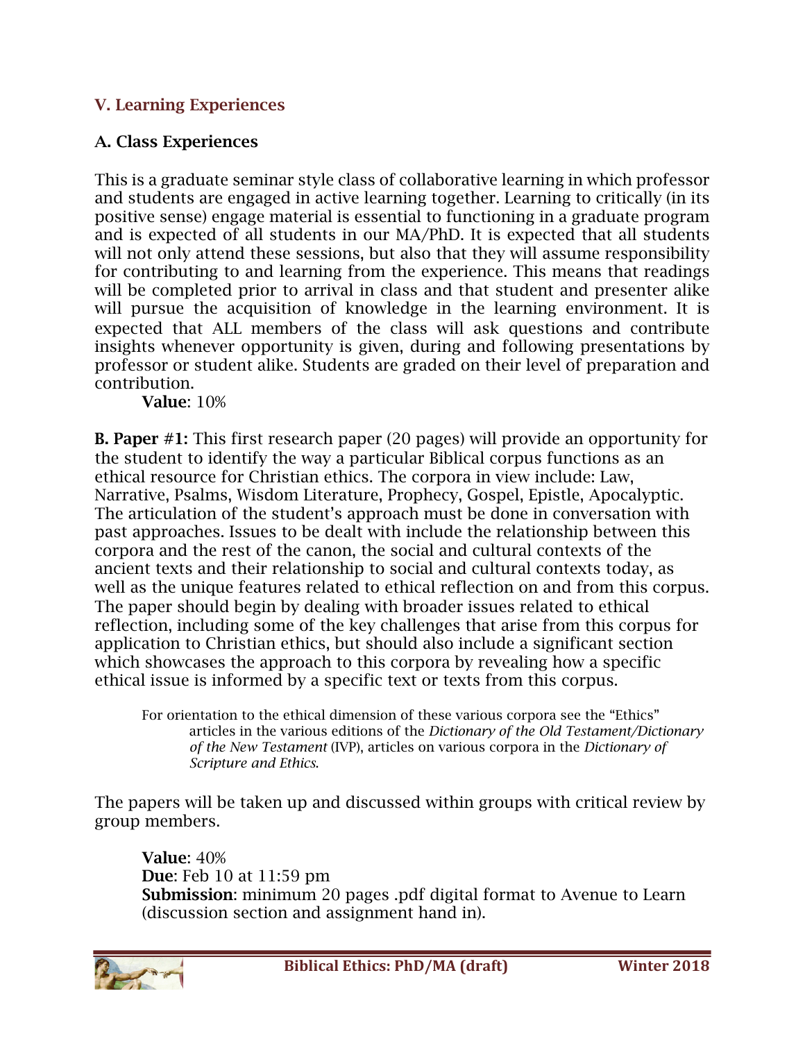## V. Learning Experiences

### A. Class Experiences

This is a graduate seminar style class of collaborative learning in which professor and students are engaged in active learning together. Learning to critically (in its positive sense) engage material is essential to functioning in a graduate program and is expected of all students in our MA/PhD. It is expected that all students will not only attend these sessions, but also that they will assume responsibility for contributing to and learning from the experience. This means that readings will be completed prior to arrival in class and that student and presenter alike will pursue the acquisition of knowledge in the learning environment. It is expected that ALL members of the class will ask questions and contribute insights whenever opportunity is given, during and following presentations by professor or student alike. Students are graded on their level of preparation and contribution.

**Value**: 10%

**B. Paper #1:** This first research paper (20 pages) will provide an opportunity for the student to identify the way a particular Biblical corpus functions as an ethical resource for Christian ethics. The corpora in view include: Law, Narrative, Psalms, Wisdom Literature, Prophecy, Gospel, Epistle, Apocalyptic. The articulation of the student's approach must be done in conversation with past approaches. Issues to be dealt with include the relationship between this corpora and the rest of the canon, the social and cultural contexts of the ancient texts and their relationship to social and cultural contexts today, as well as the unique features related to ethical reflection on and from this corpus. The paper should begin by dealing with broader issues related to ethical reflection, including some of the key challenges that arise from this corpus for application to Christian ethics, but should also include a significant section which showcases the approach to this corpora by revealing how a specific ethical issue is informed by a specific text or texts from this corpus.

> For orientation to the ethical dimension of these various corpora see the "Ethics" articles in the various editions of the *Dictionary of the Old Testament/Dictionary of the New Testament* (IVP), articles on various corpora in the *Dictionary of Scripture and Ethics*.

The papers will be taken up and discussed within groups with critical review by group members.

**Value**: 40%
**Due**: Feb 10 at 11:59 pm
**Submission**: minimum 20 pages .pdf digital format to Avenue to Learn (discussion section and assignment hand in).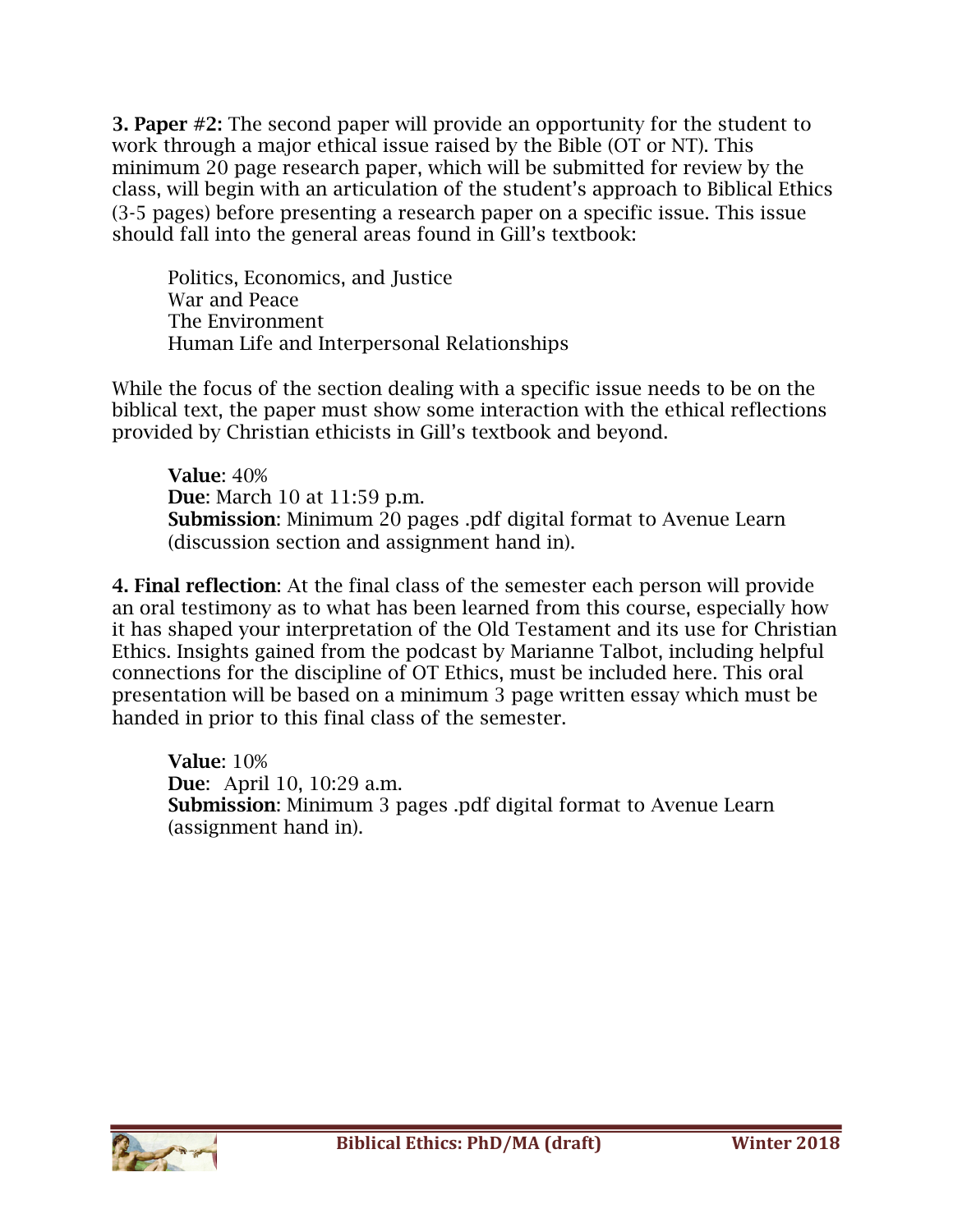**3. Paper #2:** The second paper will provide an opportunity for the student to work through a major ethical issue raised by the Bible (OT or NT). This minimum 20 page research paper, which will be submitted for review by the class, will begin with an articulation of the student's approach to Biblical Ethics (3-5 pages) before presenting a research paper on a specific issue. This issue should fall into the general areas found in Gill's textbook:

> Politics, Economics, and Justice
> War and Peace
> The Environment
> Human Life and Interpersonal Relationships

While the focus of the section dealing with a specific issue needs to be on the biblical text, the paper must show some interaction with the ethical reflections provided by Christian ethicists in Gill's textbook and beyond.

> **Value**: 40%
> **Due**: March 10 at 11:59 p.m.
> **Submission**: Minimum 20 pages .pdf digital format to Avenue Learn (discussion section and assignment hand in).

**4. Final reflection**: At the final class of the semester each person will provide an oral testimony as to what has been learned from this course, especially how it has shaped your interpretation of the Old Testament and its use for Christian Ethics. Insights gained from the podcast by Marianne Talbot, including helpful connections for the discipline of OT Ethics, must be included here. This oral presentation will be based on a minimum 3 page written essay which must be handed in prior to this final class of the semester.

> **Value**: 10%
> **Due**: April 10, 10:29 a.m.
> **Submission**: Minimum 3 pages .pdf digital format to Avenue Learn (assignment hand in).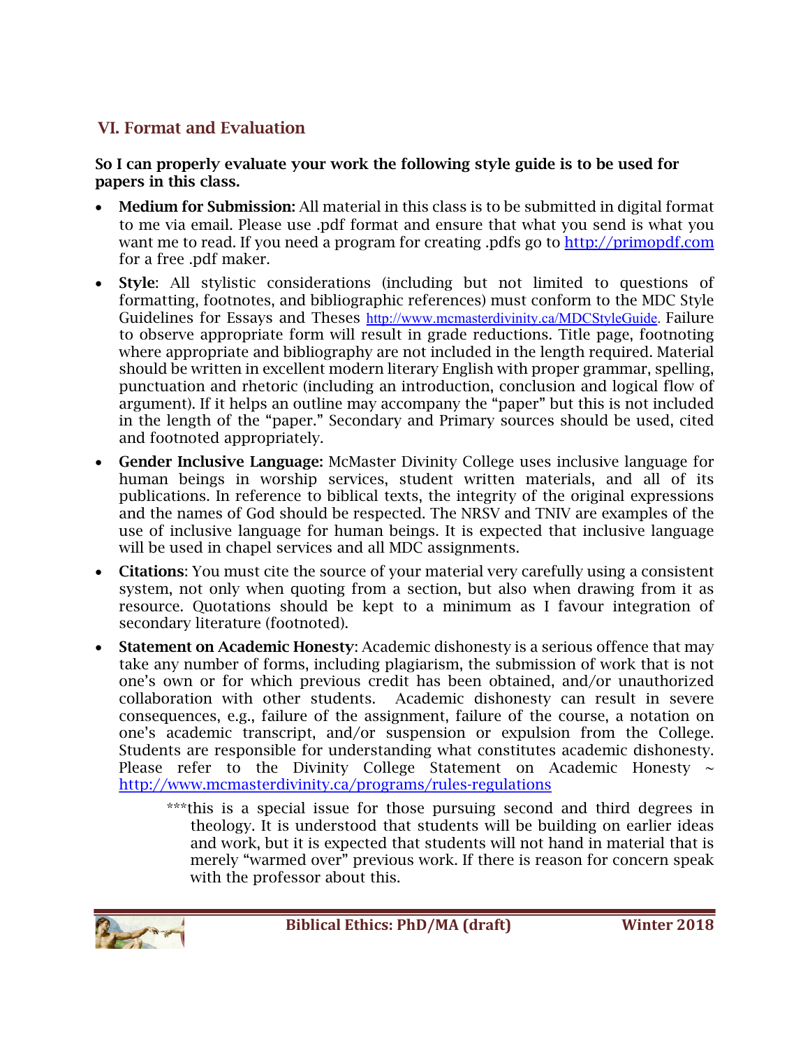## VI. Format and Evaluation

**So I can properly evaluate your work the following style guide is to be used for papers in this class.**

- **Medium for Submission:** All material in this class is to be submitted in digital format to me via email. Please use .pdf format and ensure that what you send is what you want me to read. If you need a program for creating .pdfs go to http://primopdf.com for a free .pdf maker.
- **Style**: All stylistic considerations (including but not limited to questions of formatting, footnotes, and bibliographic references) must conform to the MDC Style Guidelines for Essays and Theses http://www.mcmasterdivinity.ca/MDCStyleGuide. Failure to observe appropriate form will result in grade reductions. Title page, footnoting where appropriate and bibliography are not included in the length required. Material should be written in excellent modern literary English with proper grammar, spelling, punctuation and rhetoric (including an introduction, conclusion and logical flow of argument). If it helps an outline may accompany the "paper" but this is not included in the length of the "paper." Secondary and Primary sources should be used, cited and footnoted appropriately.
- **Gender Inclusive Language:** McMaster Divinity College uses inclusive language for human beings in worship services, student written materials, and all of its publications. In reference to biblical texts, the integrity of the original expressions and the names of God should be respected. The NRSV and TNIV are examples of the use of inclusive language for human beings. It is expected that inclusive language will be used in chapel services and all MDC assignments.
- **Citations**: You must cite the source of your material very carefully using a consistent system, not only when quoting from a section, but also when drawing from it as resource. Quotations should be kept to a minimum as I favour integration of secondary literature (footnoted).
- **Statement on Academic Honesty**: Academic dishonesty is a serious offence that may take any number of forms, including plagiarism, the submission of work that is not one's own or for which previous credit has been obtained, and/or unauthorized collaboration with other students. Academic dishonesty can result in severe consequences, e.g., failure of the assignment, failure of the course, a notation on one's academic transcript, and/or suspension or expulsion from the College. Students are responsible for understanding what constitutes academic dishonesty. Please refer to the Divinity College Statement on Academic Honesty ~ http://www.mcmasterdivinity.ca/programs/rules-regulations

    ***this is a special issue for those pursuing second and third degrees in theology. It is understood that students will be building on earlier ideas and work, but it is expected that students will not hand in material that is merely "warmed over" previous work. If there is reason for concern speak with the professor about this.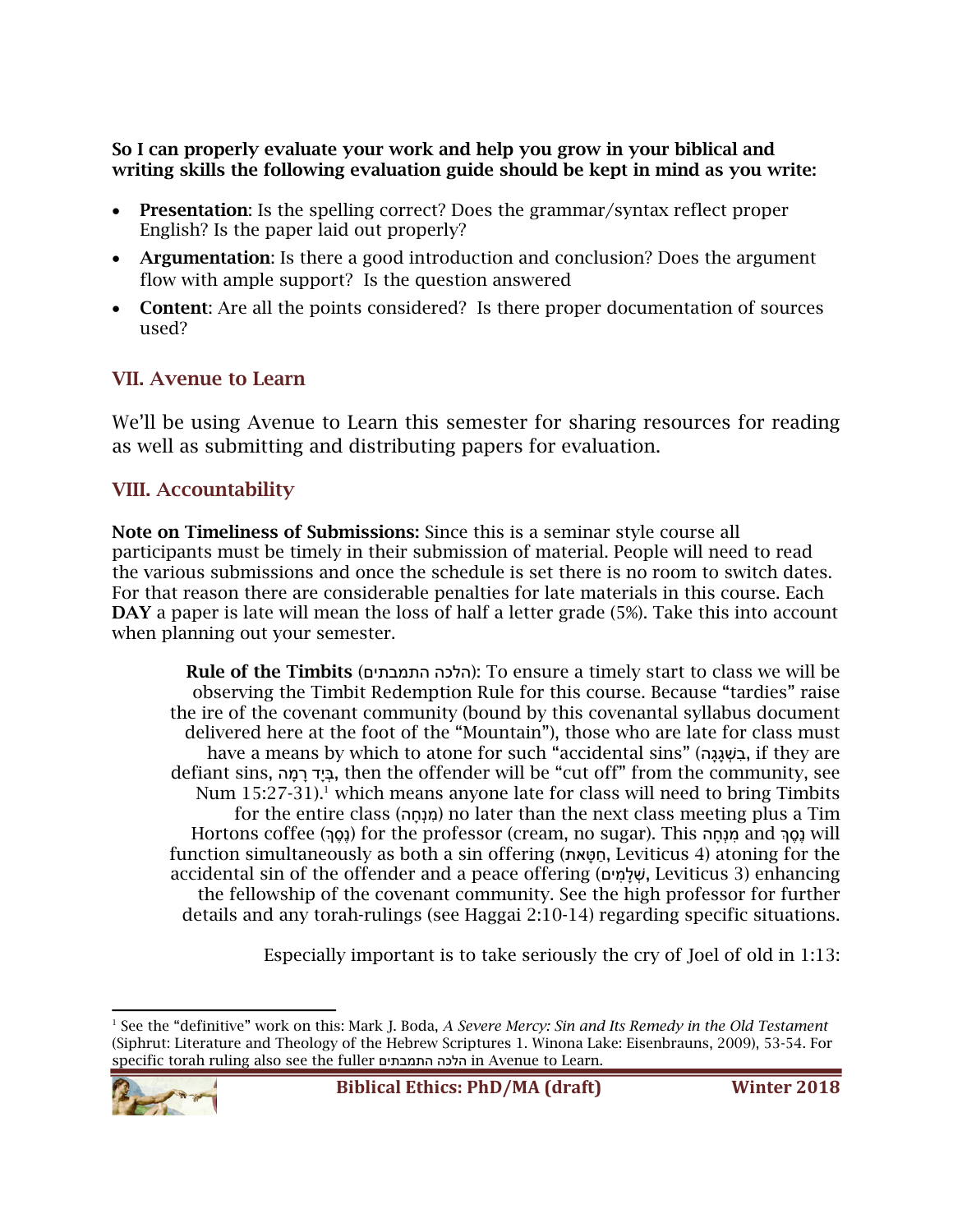**So I can properly evaluate your work and help you grow in your biblical and writing skills the following evaluation guide should be kept in mind as you write:**

- **Presentation**: Is the spelling correct? Does the grammar/syntax reflect proper English? Is the paper laid out properly?
- **Argumentation**: Is there a good introduction and conclusion? Does the argument flow with ample support? Is the question answered
- **Content**: Are all the points considered? Is there proper documentation of sources used?

## VII. Avenue to Learn

We'll be using Avenue to Learn this semester for sharing resources for reading as well as submitting and distributing papers for evaluation.

## VIII. Accountability

**Note on Timeliness of Submissions:** Since this is a seminar style course all participants must be timely in their submission of material. People will need to read the various submissions and once the schedule is set there is no room to switch dates. For that reason there are considerable penalties for late materials in this course. Each **DAY** a paper is late will mean the loss of half a letter grade (5%). Take this into account when planning out your semester.

> **Rule of the Timbits** (הלכה התמבתים): To ensure a timely start to class we will be observing the Timbit Redemption Rule for this course. Because "tardies" raise the ire of the covenant community (bound by this covenantal syllabus document delivered here at the foot of the "Mountain"), those who are late for class must have a means by which to atone for such "accidental sins" (בִשְׁגָגָה, if they are defiant sins, בְּיָד רָמָה, then the offender will be "cut off" from the community, see Num 15:27-31).[1] which means anyone late for class will need to bring Timbits for the entire class (מִנְחָה) no later than the next class meeting plus a Tim Hortons coffee (נֶסֶךְ) for the professor (cream, no sugar). This מִנְחָה and נֶסֶךְ will function simultaneously as both a sin offering (חַטָּאת, Leviticus 4) atoning for the accidental sin of the offender and a peace offering (שְׁלָמִים, Leviticus 3) enhancing the fellowship of the covenant community. See the high professor for further details and any torah-rulings (see Haggai 2:10-14) regarding specific situations.
>
> Especially important is to take seriously the cry of Joel of old in 1:13:

[1] See the "definitive" work on this: Mark J. Boda, *A Severe Mercy: Sin and Its Remedy in the Old Testament* (Siphrut: Literature and Theology of the Hebrew Scriptures 1. Winona Lake: Eisenbrauns, 2009), 53-54. For specific torah ruling also see the fuller הלכה התמבתים in Avenue to Learn.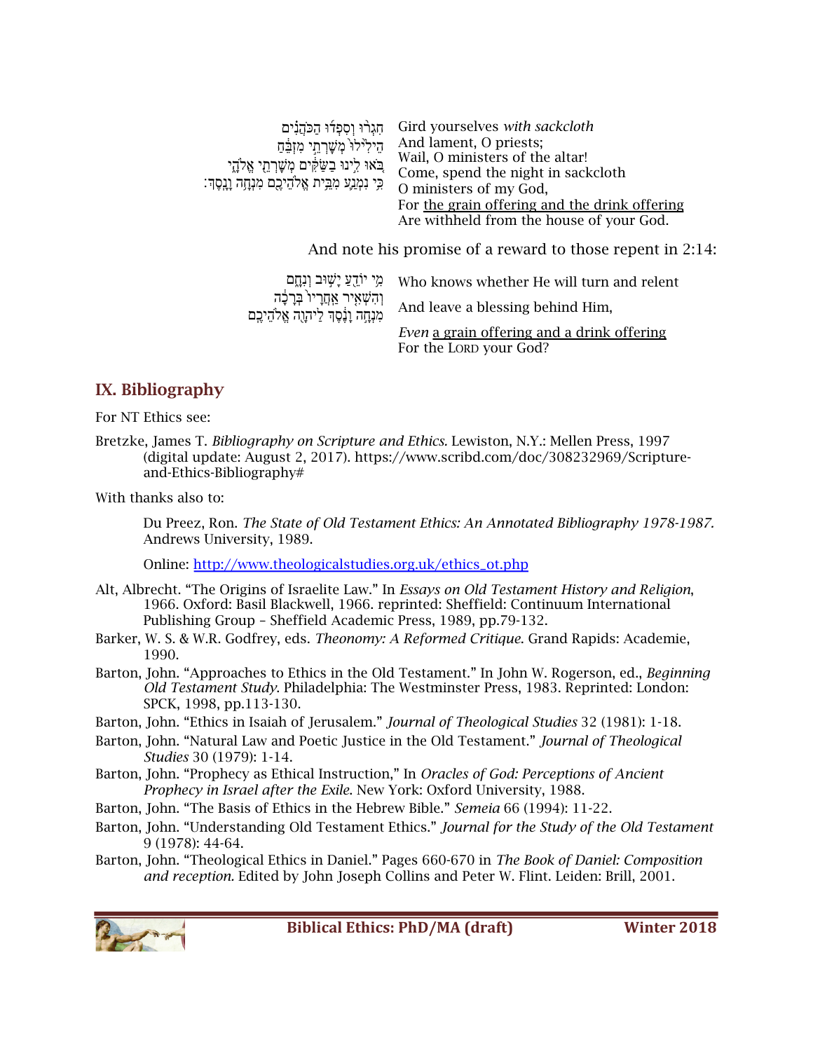| | |
|---|---|
| חִגְרוּ וְסִפְדוּ הַכֹּהֲנִים<br>הֵילִילוּ מְשָׁרְתֵי מִזְבֵּחַ<br>בֹּאוּ לִינוּ בַשַּׂקִּים מְשָׁרְתֵי אֱלֹהָי<br>כִּי נִמְנַע מִבֵּית אֱלֹהֵיכֶם מִנְחָה וָנָסֶךְ׃ | Gird yourselves *with sackcloth*<br>And lament, O priests;<br>Wail, O ministers of the altar!<br>Come, spend the night in sackcloth<br>O ministers of my God,<br>For <u>the grain offering and the drink offering</u><br>Are withheld from the house of your God. |

And note his promise of a reward to those repent in 2:14:

| | |
|---|---|
| מִי יוֹדֵעַ יָשׁוּב וְנִחָם | Who knows whether He will turn and relent |
| וְהִשְׁאִיר אַחֲרָיו בְּרָכָה | And leave a blessing behind Him, |
| מִנְחָה וָנֶסֶךְ לַיהוָה אֱלֹהֵיכֶם | *Even* <u>a grain offering and a drink offering</u><br>For the LORD your God? |

## IX. Bibliography

For NT Ethics see:

Bretzke, James T. *Bibliography on Scripture and Ethics.* Lewiston, N.Y.: Mellen Press, 1997 (digital update: August 2, 2017). https://www.scribd.com/doc/308232969/Scripture-and-Ethics-Bibliography#

With thanks also to:

Du Preez, Ron. *The State of Old Testament Ethics: An Annotated Bibliography 1978-1987.* Andrews University, 1989.

Online: [http://www.theologicalstudies.org.uk/ethics_ot.php](http://www.theologicalstudies.org.uk/ethics_ot.php)

Alt, Albrecht. "The Origins of Israelite Law." In *Essays on Old Testament History and Religion*, 1966. Oxford: Basil Blackwell, 1966. reprinted: Sheffield: Continuum International Publishing Group – Sheffield Academic Press, 1989, pp.79-132.

Barker, W. S. & W.R. Godfrey, eds. *Theonomy: A Reformed Critique.* Grand Rapids: Academie, 1990.

Barton, John. "Approaches to Ethics in the Old Testament." In John W. Rogerson, ed., *Beginning Old Testament Study.* Philadelphia: The Westminster Press, 1983. Reprinted: London: SPCK, 1998, pp.113-130.

Barton, John. "Ethics in Isaiah of Jerusalem." *Journal of Theological Studies* 32 (1981): 1-18.

Barton, John. "Natural Law and Poetic Justice in the Old Testament." *Journal of Theological Studies* 30 (1979): 1-14.

Barton, John. "Prophecy as Ethical Instruction," In *Oracles of God: Perceptions of Ancient Prophecy in Israel after the Exile.* New York: Oxford University, 1988.

Barton, John. "The Basis of Ethics in the Hebrew Bible." *Semeia* 66 (1994): 11-22.

Barton, John. "Understanding Old Testament Ethics." *Journal for the Study of the Old Testament* 9 (1978): 44-64.

Barton, John. "Theological Ethics in Daniel." Pages 660-670 in *The Book of Daniel: Composition and reception.* Edited by John Joseph Collins and Peter W. Flint. Leiden: Brill, 2001.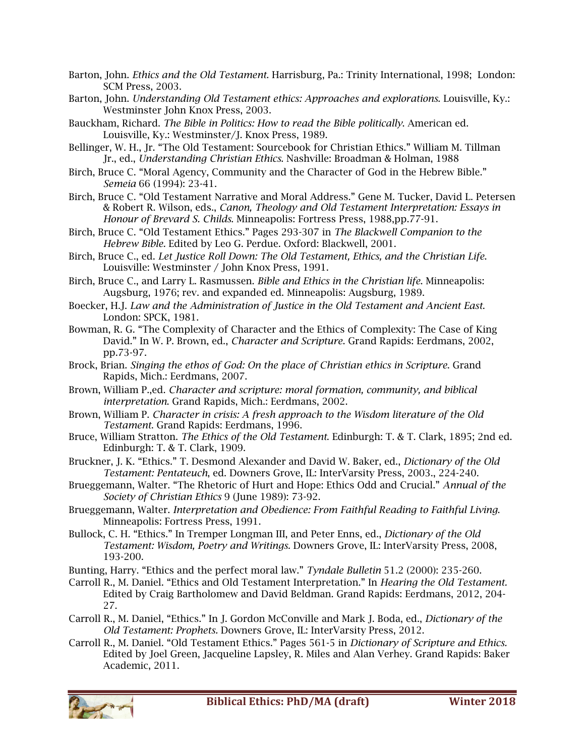Barton, John. *Ethics and the Old Testament*. Harrisburg, Pa.: Trinity International, 1998; London: SCM Press, 2003.

Barton, John. *Understanding Old Testament ethics: Approaches and explorations*. Louisville, Ky.: Westminster John Knox Press, 2003.

Bauckham, Richard. *The Bible in Politics: How to read the Bible politically*. American ed. Louisville, Ky.: Westminster/J. Knox Press, 1989.

Bellinger, W. H., Jr. "The Old Testament: Sourcebook for Christian Ethics." William M. Tillman Jr., ed., *Understanding Christian Ethics*. Nashville: Broadman & Holman, 1988

Birch, Bruce C. "Moral Agency, Community and the Character of God in the Hebrew Bible." *Semeia* 66 (1994): 23-41.

Birch, Bruce C. "Old Testament Narrative and Moral Address." Gene M. Tucker, David L. Petersen & Robert R. Wilson, eds., *Canon, Theology and Old Testament Interpretation: Essays in Honour of Brevard S. Childs*. Minneapolis: Fortress Press, 1988,pp.77-91.

Birch, Bruce C. "Old Testament Ethics." Pages 293-307 in *The Blackwell Companion to the Hebrew Bible*. Edited by Leo G. Perdue. Oxford: Blackwell, 2001.

Birch, Bruce C., ed. *Let Justice Roll Down: The Old Testament, Ethics, and the Christian Life*. Louisville: Westminster / John Knox Press, 1991.

Birch, Bruce C., and Larry L. Rasmussen. *Bible and Ethics in the Christian life*. Minneapolis: Augsburg, 1976; rev. and expanded ed. Minneapolis: Augsburg, 1989.

Boecker, H.J. *Law and the Administration of Justice in the Old Testament and Ancient East*. London: SPCK, 1981.

Bowman, R. G. "The Complexity of Character and the Ethics of Complexity: The Case of King David." In W. P. Brown, ed., *Character and Scripture*. Grand Rapids: Eerdmans, 2002, pp.73-97.

Brock, Brian. *Singing the ethos of God: On the place of Christian ethics in Scripture*. Grand Rapids, Mich.: Eerdmans, 2007.

Brown, William P.,ed. *Character and scripture: moral formation, community, and biblical interpretation*. Grand Rapids, Mich.: Eerdmans, 2002.

Brown, William P. *Character in crisis: A fresh approach to the Wisdom literature of the Old Testament*. Grand Rapids: Eerdmans, 1996.

Bruce, William Stratton. *The Ethics of the Old Testament*. Edinburgh: T. & T. Clark, 1895; 2nd ed. Edinburgh: T. & T. Clark, 1909.

Bruckner, J. K. "Ethics." T. Desmond Alexander and David W. Baker, ed., *Dictionary of the Old Testament: Pentateuch*, ed. Downers Grove, IL: InterVarsity Press, 2003., 224-240.

Brueggemann, Walter. "The Rhetoric of Hurt and Hope: Ethics Odd and Crucial." *Annual of the Society of Christian Ethics* 9 (June 1989): 73-92.

Brueggemann, Walter. *Interpretation and Obedience: From Faithful Reading to Faithful Living*. Minneapolis: Fortress Press, 1991.

Bullock, C. H. "Ethics." In Tremper Longman III, and Peter Enns, ed., *Dictionary of the Old Testament: Wisdom, Poetry and Writings*. Downers Grove, IL: InterVarsity Press, 2008, 193-200.

Bunting, Harry. "Ethics and the perfect moral law." *Tyndale Bulletin* 51.2 (2000): 235-260.

Carroll R., M. Daniel. "Ethics and Old Testament Interpretation." In *Hearing the Old Testament*. Edited by Craig Bartholomew and David Beldman. Grand Rapids: Eerdmans, 2012, 204-27.

Carroll R., M. Daniel, "Ethics." In J. Gordon McConville and Mark J. Boda, ed., *Dictionary of the Old Testament: Prophets*. Downers Grove, IL: InterVarsity Press, 2012.

Carroll R., M. Daniel. "Old Testament Ethics." Pages 561-5 in *Dictionary of Scripture and Ethics*. Edited by Joel Green, Jacqueline Lapsley, R. Miles and Alan Verhey. Grand Rapids: Baker Academic, 2011.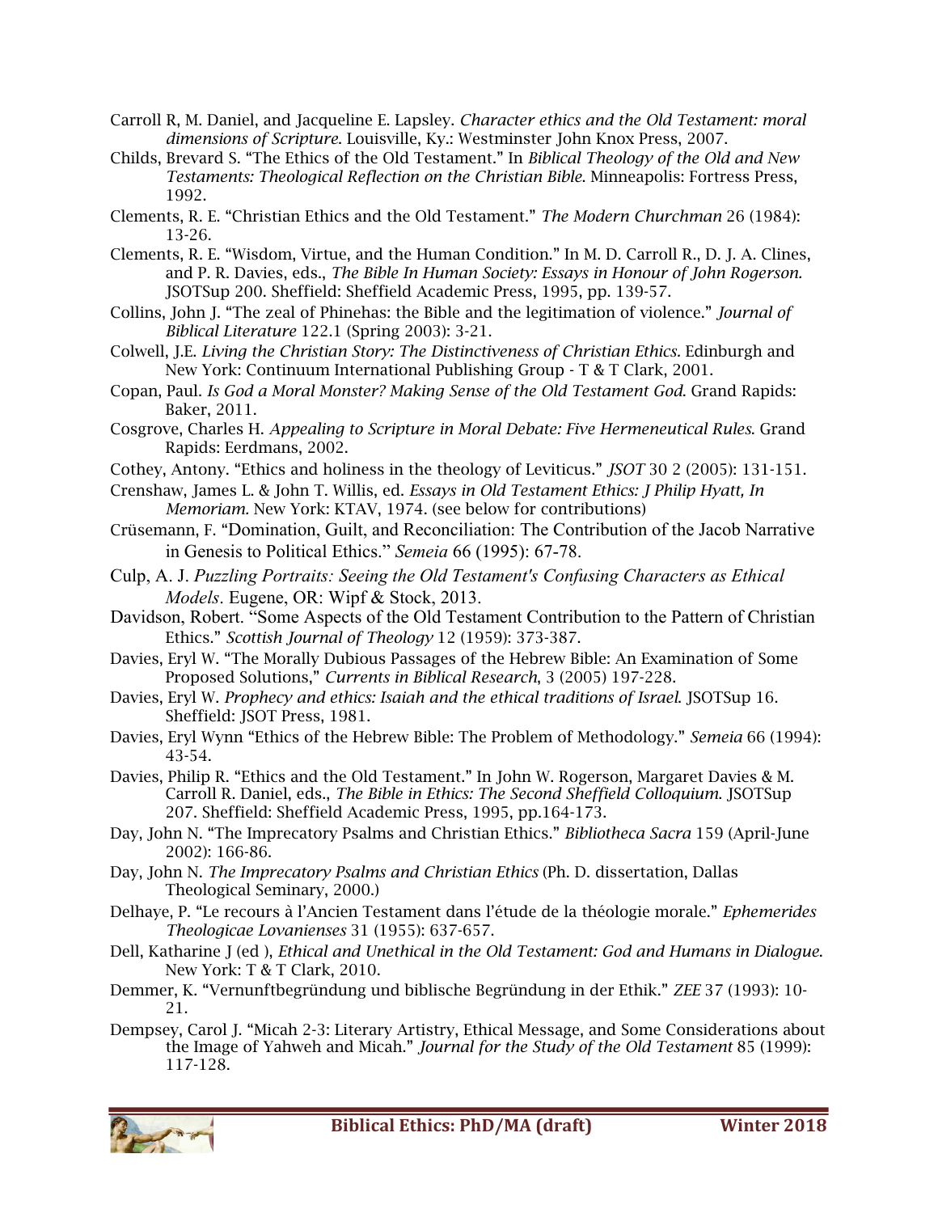Carroll R, M. Daniel, and Jacqueline E. Lapsley. *Character ethics and the Old Testament: moral dimensions of Scripture*. Louisville, Ky.: Westminster John Knox Press, 2007.

Childs, Brevard S. "The Ethics of the Old Testament." In *Biblical Theology of the Old and New Testaments: Theological Reflection on the Christian Bible*. Minneapolis: Fortress Press, 1992.

Clements, R. E. "Christian Ethics and the Old Testament." *The Modern Churchman* 26 (1984): 13-26.

Clements, R. E. "Wisdom, Virtue, and the Human Condition." In M. D. Carroll R., D. J. A. Clines, and P. R. Davies, eds., *The Bible In Human Society: Essays in Honour of John Rogerson.* JSOTSup 200. Sheffield: Sheffield Academic Press, 1995, pp. 139-57.

Collins, John J. "The zeal of Phinehas: the Bible and the legitimation of violence." *Journal of Biblical Literature* 122.1 (Spring 2003): 3-21.

Colwell, J.E. *Living the Christian Story: The Distinctiveness of Christian Ethics*. Edinburgh and New York: Continuum International Publishing Group - T & T Clark, 2001.

Copan, Paul. *Is God a Moral Monster? Making Sense of the Old Testament God*. Grand Rapids: Baker, 2011.

Cosgrove, Charles H. *Appealing to Scripture in Moral Debate: Five Hermeneutical Rules*. Grand Rapids: Eerdmans, 2002.

Cothey, Antony. "Ethics and holiness in the theology of Leviticus." *JSOT* 30 2 (2005): 131-151.

Crenshaw, James L. & John T. Willis, ed. *Essays in Old Testament Ethics: J Philip Hyatt, In Memoriam.* New York: KTAV, 1974. (see below for contributions)

Crüsemann, F. "Domination, Guilt, and Reconciliation: The Contribution of the Jacob Narrative in Genesis to Political Ethics." *Semeia* 66 (1995): 67-78.

Culp, A. J. *Puzzling Portraits: Seeing the Old Testament's Confusing Characters as Ethical Models*. Eugene, OR: Wipf & Stock, 2013.

Davidson, Robert. "Some Aspects of the Old Testament Contribution to the Pattern of Christian Ethics." *Scottish Journal of Theology* 12 (1959): 373-387.

Davies, Eryl W. "The Morally Dubious Passages of the Hebrew Bible: An Examination of Some Proposed Solutions," *Currents in Biblical Research*, 3 (2005) 197-228.

Davies, Eryl W. *Prophecy and ethics: Isaiah and the ethical traditions of Israel.* JSOTSup 16. Sheffield: JSOT Press, 1981.

Davies, Eryl Wynn "Ethics of the Hebrew Bible: The Problem of Methodology." *Semeia* 66 (1994): 43-54.

Davies, Philip R. "Ethics and the Old Testament." In John W. Rogerson, Margaret Davies & M. Carroll R. Daniel, eds., *The Bible in Ethics: The Second Sheffield Colloquium.* JSOTSup 207. Sheffield: Sheffield Academic Press, 1995, pp.164-173.

Day, John N. "The Imprecatory Psalms and Christian Ethics." *Bibliotheca Sacra* 159 (April-June 2002): 166-86.

Day, John N. *The Imprecatory Psalms and Christian Ethics* (Ph. D. dissertation, Dallas Theological Seminary, 2000.)

Delhaye, P. "Le recours à l'Ancien Testament dans l'étude de la théologie morale." *Ephemerides Theologicae Lovanienses* 31 (1955): 637-657.

Dell, Katharine J (ed ), *Ethical and Unethical in the Old Testament: God and Humans in Dialogue.* New York: T & T Clark, 2010.

Demmer, K. "Vernunftbegründung und biblische Begründung in der Ethik." *ZEE* 37 (1993): 10-21.

Dempsey, Carol J. "Micah 2-3: Literary Artistry, Ethical Message, and Some Considerations about the Image of Yahweh and Micah." *Journal for the Study of the Old Testament* 85 (1999): 117-128.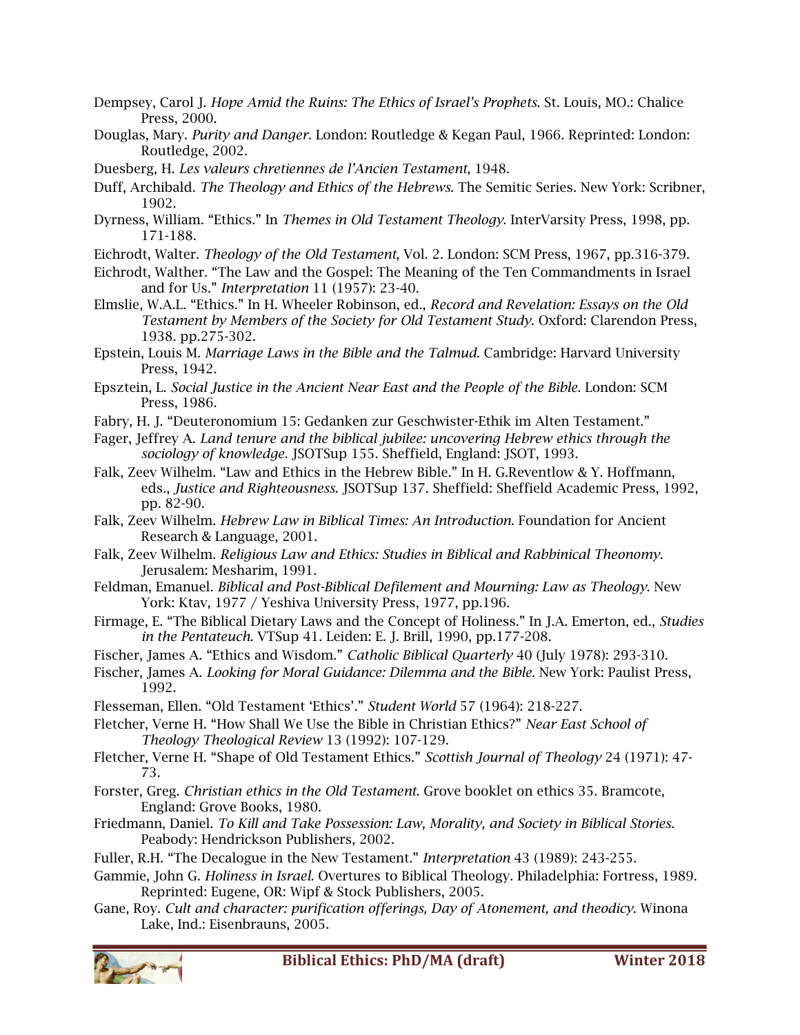Dempsey, Carol J. *Hope Amid the Ruins: The Ethics of Israel's Prophets*. St. Louis, MO.: Chalice Press, 2000.

Douglas, Mary. *Purity and Danger*. London: Routledge & Kegan Paul, 1966. Reprinted: London: Routledge, 2002.

Duesberg, H. *Les valeurs chretiennes de l'Ancien Testament*, 1948.

Duff, Archibald. *The Theology and Ethics of the Hebrews*. The Semitic Series. New York: Scribner, 1902.

Dyrness, William. "Ethics." In *Themes in Old Testament Theology*. InterVarsity Press, 1998, pp. 171-188.

Eichrodt, Walter. *Theology of the Old Testament*, Vol. 2. London: SCM Press, 1967, pp.316-379.

Eichrodt, Walther. "The Law and the Gospel: The Meaning of the Ten Commandments in Israel and for Us." *Interpretation* 11 (1957): 23-40.

Elmslie, W.A.L. "Ethics." In H. Wheeler Robinson, ed., *Record and Revelation: Essays on the Old Testament by Members of the Society for Old Testament Study*. Oxford: Clarendon Press, 1938. pp.275-302.

Epstein, Louis M. *Marriage Laws in the Bible and the Talmud*. Cambridge: Harvard University Press, 1942.

Epsztein, L. *Social Justice in the Ancient Near East and the People of the Bible*. London: SCM Press, 1986.

Fabry, H. J. "Deuteronomium 15: Gedanken zur Geschwister-Ethik im Alten Testament."

Fager, Jeffrey A. *Land tenure and the biblical jubilee: uncovering Hebrew ethics through the sociology of knowledge*. JSOTSup 155. Sheffield, England: JSOT, 1993.

Falk, Zeev Wilhelm. "Law and Ethics in the Hebrew Bible." In H. G.Reventlow & Y. Hoffmann, eds., *Justice and Righteousness*. JSOTSup 137. Sheffield: Sheffield Academic Press, 1992, pp. 82-90.

Falk, Zeev Wilhelm. *Hebrew Law in Biblical Times: An Introduction*. Foundation for Ancient Research & Language, 2001.

Falk, Zeev Wilhelm. *Religious Law and Ethics: Studies in Biblical and Rabbinical Theonomy*. Jerusalem: Mesharim, 1991.

Feldman, Emanuel. *Biblical and Post-Biblical Defilement and Mourning: Law as Theology*. New York: Ktav, 1977 / Yeshiva University Press, 1977, pp.196.

Firmage, E. "The Biblical Dietary Laws and the Concept of Holiness." In J.A. Emerton, ed., *Studies in the Pentateuch*. VTSup 41. Leiden: E. J. Brill, 1990, pp.177-208.

Fischer, James A. "Ethics and Wisdom." *Catholic Biblical Quarterly* 40 (July 1978): 293-310.

Fischer, James A. *Looking for Moral Guidance: Dilemma and the Bible*. New York: Paulist Press, 1992.

Flesseman, Ellen. "Old Testament 'Ethics'." *Student World* 57 (1964): 218-227.

Fletcher, Verne H. "How Shall We Use the Bible in Christian Ethics?" *Near East School of Theology Theological Review* 13 (1992): 107-129.

Fletcher, Verne H. "Shape of Old Testament Ethics." *Scottish Journal of Theology* 24 (1971): 47-73.

Forster, Greg. *Christian ethics in the Old Testament*. Grove booklet on ethics 35. Bramcote, England: Grove Books, 1980.

Friedmann, Daniel. *To Kill and Take Possession: Law, Morality, and Society in Biblical Stories.* Peabody: Hendrickson Publishers, 2002.

Fuller, R.H. "The Decalogue in the New Testament." *Interpretation* 43 (1989): 243-255.

Gammie, John G. *Holiness in Israel*. Overtures to Biblical Theology. Philadelphia: Fortress, 1989. Reprinted: Eugene, OR: Wipf & Stock Publishers, 2005.

Gane, Roy. *Cult and character: purification offerings, Day of Atonement, and theodicy*. Winona Lake, Ind.: Eisenbrauns, 2005.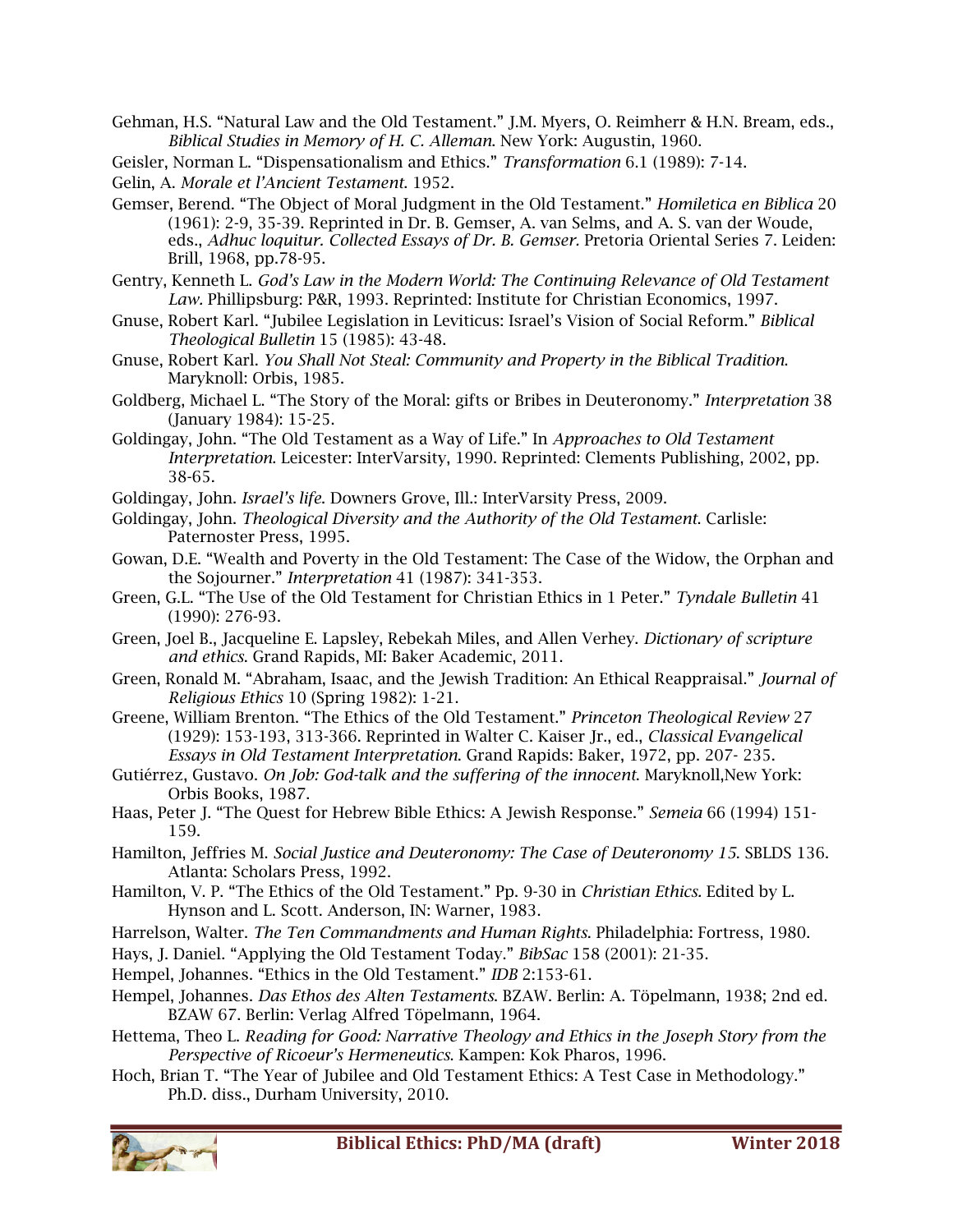Gehman, H.S. “Natural Law and the Old Testament.” J.M. Myers, O. Reimherr & H.N. Bream, eds., *Biblical Studies in Memory of H. C. Alleman*. New York: Augustin, 1960.

Geisler, Norman L. “Dispensationalism and Ethics.” *Transformation* 6.1 (1989): 7-14.

Gelin, A. *Morale et l'Ancient Testament*. 1952.

Gemser, Berend. “The Object of Moral Judgment in the Old Testament.” *Homiletica en Biblica* 20 (1961): 2-9, 35-39. Reprinted in Dr. B. Gemser, A. van Selms, and A. S. van der Woude, eds., *Adhuc loquitur. Collected Essays of Dr. B. Gemser.* Pretoria Oriental Series 7. Leiden: Brill, 1968, pp.78-95.

Gentry, Kenneth L. *God's Law in the Modern World: The Continuing Relevance of Old Testament Law*. Phillipsburg: P&R, 1993. Reprinted: Institute for Christian Economics, 1997.

Gnuse, Robert Karl. “Jubilee Legislation in Leviticus: Israel's Vision of Social Reform.” *Biblical Theological Bulletin* 15 (1985): 43-48.

Gnuse, Robert Karl. *You Shall Not Steal: Community and Property in the Biblical Tradition*. Maryknoll: Orbis, 1985.

Goldberg, Michael L. “The Story of the Moral: gifts or Bribes in Deuteronomy.” *Interpretation* 38 (January 1984): 15-25.

Goldingay, John. “The Old Testament as a Way of Life.” In *Approaches to Old Testament Interpretation*. Leicester: InterVarsity, 1990. Reprinted: Clements Publishing, 2002, pp. 38-65.

Goldingay, John. *Israel's life*. Downers Grove, Ill.: InterVarsity Press, 2009.

Goldingay, John. *Theological Diversity and the Authority of the Old Testament*. Carlisle: Paternoster Press, 1995.

Gowan, D.E. “Wealth and Poverty in the Old Testament: The Case of the Widow, the Orphan and the Sojourner.” *Interpretation* 41 (1987): 341-353.

Green, G.L. “The Use of the Old Testament for Christian Ethics in 1 Peter.” *Tyndale Bulletin* 41 (1990): 276-93.

Green, Joel B., Jacqueline E. Lapsley, Rebekah Miles, and Allen Verhey. *Dictionary of scripture and ethics*. Grand Rapids, MI: Baker Academic, 2011.

Green, Ronald M. “Abraham, Isaac, and the Jewish Tradition: An Ethical Reappraisal.” *Journal of Religious Ethics* 10 (Spring 1982): 1-21.

Greene, William Brenton. “The Ethics of the Old Testament.” *Princeton Theological Review* 27 (1929): 153-193, 313-366. Reprinted in Walter C. Kaiser Jr., ed., *Classical Evangelical Essays in Old Testament Interpretation*. Grand Rapids: Baker, 1972, pp. 207- 235.

Gutiérrez, Gustavo. *On Job: God-talk and the suffering of the innocent*. Maryknoll,New York: Orbis Books, 1987.

Haas, Peter J. “The Quest for Hebrew Bible Ethics: A Jewish Response.” *Semeia* 66 (1994) 151-159.

Hamilton, Jeffries M. *Social Justice and Deuteronomy: The Case of Deuteronomy 15*. SBLDS 136. Atlanta: Scholars Press, 1992.

Hamilton, V. P. “The Ethics of the Old Testament.” Pp. 9-30 in *Christian Ethics*. Edited by L. Hynson and L. Scott. Anderson, IN: Warner, 1983.

Harrelson, Walter. *The Ten Commandments and Human Rights*. Philadelphia: Fortress, 1980.

Hays, J. Daniel. “Applying the Old Testament Today.” *BibSac* 158 (2001): 21-35.

Hempel, Johannes. “Ethics in the Old Testament.” *IDB* 2:153-61.

Hempel, Johannes. *Das Ethos des Alten Testaments*. BZAW. Berlin: A. Töpelmann, 1938; 2nd ed. BZAW 67. Berlin: Verlag Alfred Töpelmann, 1964.

Hettema, Theo L. *Reading for Good: Narrative Theology and Ethics in the Joseph Story from the Perspective of Ricoeur's Hermeneutics*. Kampen: Kok Pharos, 1996.

Hoch, Brian T. “The Year of Jubilee and Old Testament Ethics: A Test Case in Methodology.” Ph.D. diss., Durham University, 2010.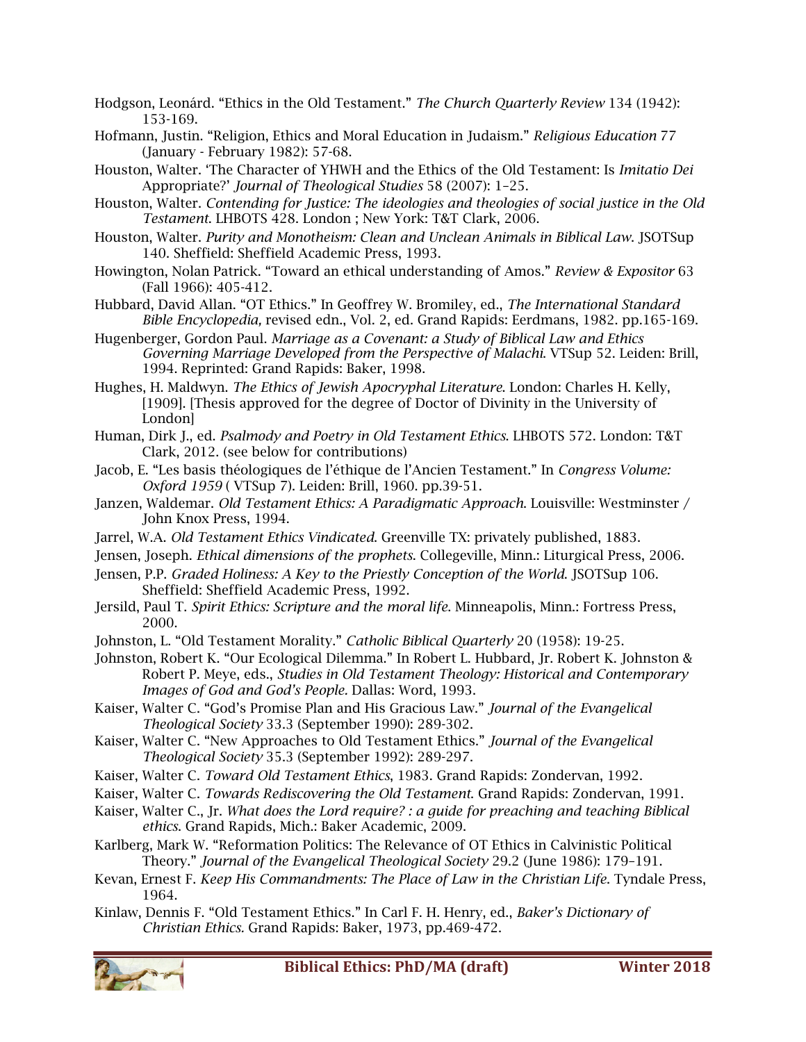Hodgson, Leonárd. “Ethics in the Old Testament.” *The Church Quarterly Review* 134 (1942): 153-169.

Hofmann, Justin. “Religion, Ethics and Moral Education in Judaism.” *Religious Education* 77 (January - February 1982): 57-68.

Houston, Walter. ‘The Character of YHWH and the Ethics of the Old Testament: Is *Imitatio Dei* Appropriate?’ *Journal of Theological Studies* 58 (2007): 1–25.

Houston, Walter. *Contending for Justice: The ideologies and theologies of social justice in the Old Testament*. LHBOTS 428. London ; New York: T&T Clark, 2006.

Houston, Walter. *Purity and Monotheism: Clean and Unclean Animals in Biblical Law*. JSOTSup 140. Sheffield: Sheffield Academic Press, 1993.

Howington, Nolan Patrick. “Toward an ethical understanding of Amos.” *Review & Expositor* 63 (Fall 1966): 405-412.

Hubbard, David Allan. “OT Ethics.” In Geoffrey W. Bromiley, ed., *The International Standard Bible Encyclopedia,* revised edn., Vol. 2, ed. Grand Rapids: Eerdmans, 1982. pp.165-169.

Hugenberger, Gordon Paul. *Marriage as a Covenant: a Study of Biblical Law and Ethics Governing Marriage Developed from the Perspective of Malachi*. VTSup 52. Leiden: Brill, 1994. Reprinted: Grand Rapids: Baker, 1998.

Hughes, H. Maldwyn. *The Ethics of Jewish Apocryphal Literature*. London: Charles H. Kelly, [1909]. [Thesis approved for the degree of Doctor of Divinity in the University of London]

Human, Dirk J., ed. *Psalmody and Poetry in Old Testament Ethics*. LHBOTS 572. London: T&T Clark, 2012. (see below for contributions)

Jacob, E. “Les basis théologiques de l’éthique de l’Ancien Testament.” In *Congress Volume: Oxford 1959* ( VTSup 7). Leiden: Brill, 1960. pp.39-51.

Janzen, Waldemar. *Old Testament Ethics: A Paradigmatic Approach*. Louisville: Westminster / John Knox Press, 1994.

Jarrel, W.A. *Old Testament Ethics Vindicated*. Greenville TX: privately published, 1883.

Jensen, Joseph. *Ethical dimensions of the prophets*. Collegeville, Minn.: Liturgical Press, 2006.

Jensen, P.P. *Graded Holiness: A Key to the Priestly Conception of the World*. JSOTSup 106. Sheffield: Sheffield Academic Press, 1992.

Jersild, Paul T. *Spirit Ethics: Scripture and the moral life*. Minneapolis, Minn.: Fortress Press, 2000.

Johnston, L. “Old Testament Morality.” *Catholic Biblical Quarterly* 20 (1958): 19-25.

Johnston, Robert K. “Our Ecological Dilemma.” In Robert L. Hubbard, Jr. Robert K. Johnston & Robert P. Meye, eds., *Studies in Old Testament Theology: Historical and Contemporary Images of God and God's People*. Dallas: Word, 1993.

Kaiser, Walter C. “God’s Promise Plan and His Gracious Law.” *Journal of the Evangelical Theological Society* 33.3 (September 1990): 289-302.

Kaiser, Walter C. “New Approaches to Old Testament Ethics.” *Journal of the Evangelical Theological Society* 35.3 (September 1992): 289-297.

Kaiser, Walter C. *Toward Old Testament Ethics*, 1983. Grand Rapids: Zondervan, 1992.

Kaiser, Walter C. *Towards Rediscovering the Old Testament*. Grand Rapids: Zondervan, 1991.

Kaiser, Walter C., Jr. *What does the Lord require? : a guide for preaching and teaching Biblical ethics*. Grand Rapids, Mich.: Baker Academic, 2009.

Karlberg, Mark W. “Reformation Politics: The Relevance of OT Ethics in Calvinistic Political Theory.” *Journal of the Evangelical Theological Society* 29.2 (June 1986): 179–191.

Kevan, Ernest F. *Keep His Commandments: The Place of Law in the Christian Life*. Tyndale Press, 1964.

Kinlaw, Dennis F. “Old Testament Ethics.” In Carl F. H. Henry, ed., *Baker’s Dictionary of Christian Ethics*. Grand Rapids: Baker, 1973, pp.469-472.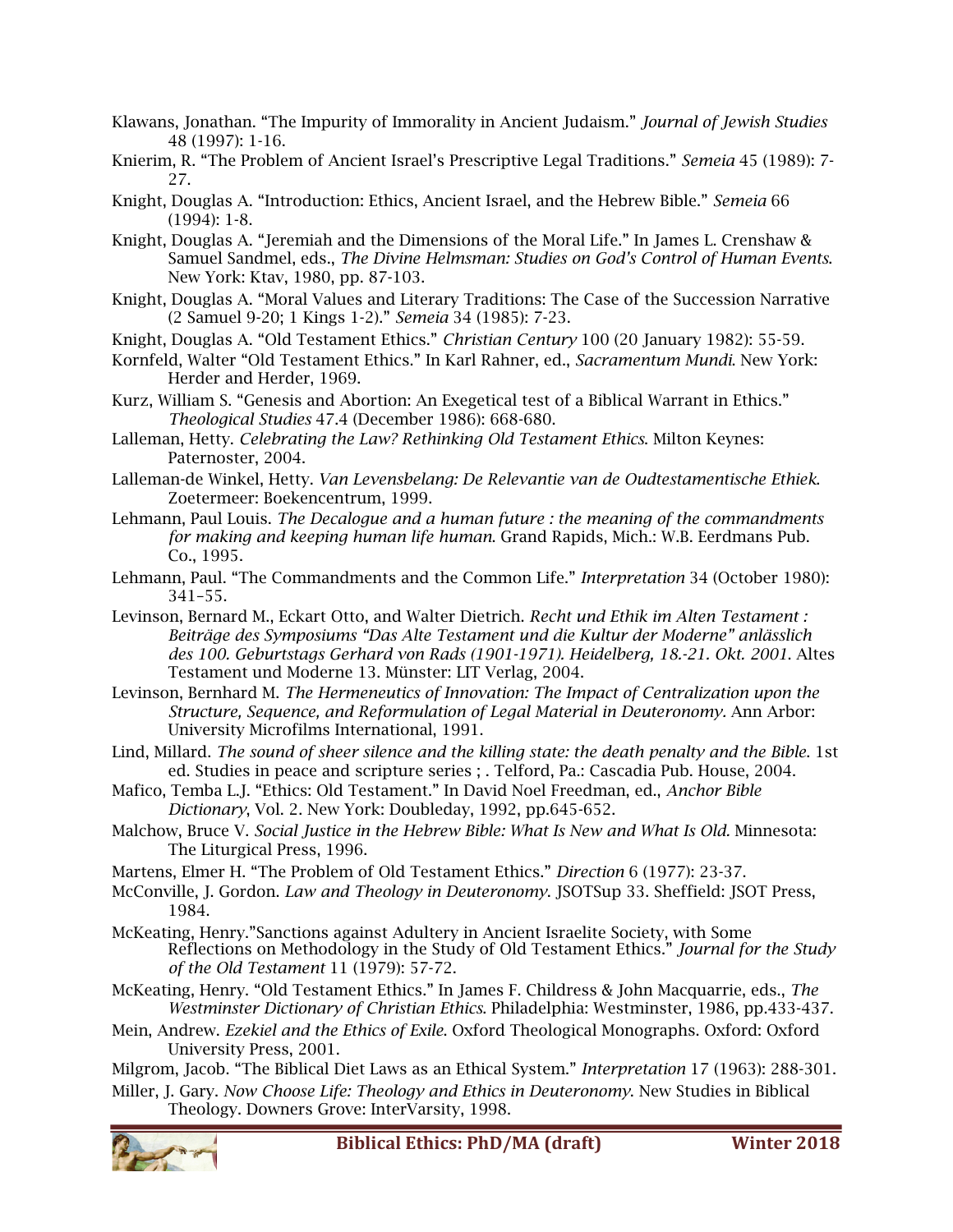Klawans, Jonathan. "The Impurity of Immorality in Ancient Judaism." *Journal of Jewish Studies* 48 (1997): 1-16.

Knierim, R. "The Problem of Ancient Israel's Prescriptive Legal Traditions." *Semeia* 45 (1989): 7-27.

Knight, Douglas A. "Introduction: Ethics, Ancient Israel, and the Hebrew Bible." *Semeia* 66 (1994): 1-8.

Knight, Douglas A. "Jeremiah and the Dimensions of the Moral Life." In James L. Crenshaw & Samuel Sandmel, eds., *The Divine Helmsman: Studies on God's Control of Human Events*. New York: Ktav, 1980, pp. 87-103.

Knight, Douglas A. "Moral Values and Literary Traditions: The Case of the Succession Narrative (2 Samuel 9-20; 1 Kings 1-2)." *Semeia* 34 (1985): 7-23.

Knight, Douglas A. "Old Testament Ethics." *Christian Century* 100 (20 January 1982): 55-59.

Kornfeld, Walter "Old Testament Ethics." In Karl Rahner, ed., *Sacramentum Mundi*. New York: Herder and Herder, 1969.

Kurz, William S. "Genesis and Abortion: An Exegetical test of a Biblical Warrant in Ethics." *Theological Studies* 47.4 (December 1986): 668-680.

Lalleman, Hetty. *Celebrating the Law? Rethinking Old Testament Ethics*. Milton Keynes: Paternoster, 2004.

Lalleman-de Winkel, Hetty. *Van Levensbelang: De Relevantie van de Oudtestamentische Ethiek*. Zoetermeer: Boekencentrum, 1999.

Lehmann, Paul Louis. *The Decalogue and a human future : the meaning of the commandments for making and keeping human life human*. Grand Rapids, Mich.: W.B. Eerdmans Pub. Co., 1995.

Lehmann, Paul. "The Commandments and the Common Life." *Interpretation* 34 (October 1980): 341–55.

Levinson, Bernard M., Eckart Otto, and Walter Dietrich. *Recht und Ethik im Alten Testament : Beiträge des Symposiums "Das Alte Testament und die Kultur der Moderne" anlässlich des 100. Geburtstags Gerhard von Rads (1901-1971). Heidelberg, 18.-21. Okt. 2001*. Altes Testament und Moderne 13. Münster: LIT Verlag, 2004.

Levinson, Bernhard M. *The Hermeneutics of Innovation: The Impact of Centralization upon the Structure, Sequence, and Reformulation of Legal Material in Deuteronomy*. Ann Arbor: University Microfilms International, 1991.

Lind, Millard. *The sound of sheer silence and the killing state: the death penalty and the Bible*. 1st ed. Studies in peace and scripture series ; . Telford, Pa.: Cascadia Pub. House, 2004.

Mafico, Temba L.J. "Ethics: Old Testament." In David Noel Freedman, ed., *Anchor Bible Dictionary*, Vol. 2. New York: Doubleday, 1992, pp.645-652.

Malchow, Bruce V. *Social Justice in the Hebrew Bible: What Is New and What Is Old.* Minnesota: The Liturgical Press, 1996.

Martens, Elmer H. "The Problem of Old Testament Ethics." *Direction* 6 (1977): 23-37.

McConville, J. Gordon. *Law and Theology in Deuteronomy*. JSOTSup 33. Sheffield: JSOT Press, 1984.

McKeating, Henry."Sanctions against Adultery in Ancient Israelite Society, with Some Reflections on Methodology in the Study of Old Testament Ethics." *Journal for the Study of the Old Testament* 11 (1979): 57-72.

McKeating, Henry. "Old Testament Ethics." In James F. Childress & John Macquarrie, eds., *The Westminster Dictionary of Christian Ethics*. Philadelphia: Westminster, 1986, pp.433-437.

Mein, Andrew. *Ezekiel and the Ethics of Exile*. Oxford Theological Monographs. Oxford: Oxford University Press, 2001.

Milgrom, Jacob. "The Biblical Diet Laws as an Ethical System." *Interpretation* 17 (1963): 288-301.

Miller, J. Gary. *Now Choose Life: Theology and Ethics in Deuteronomy*. New Studies in Biblical Theology. Downers Grove: InterVarsity, 1998.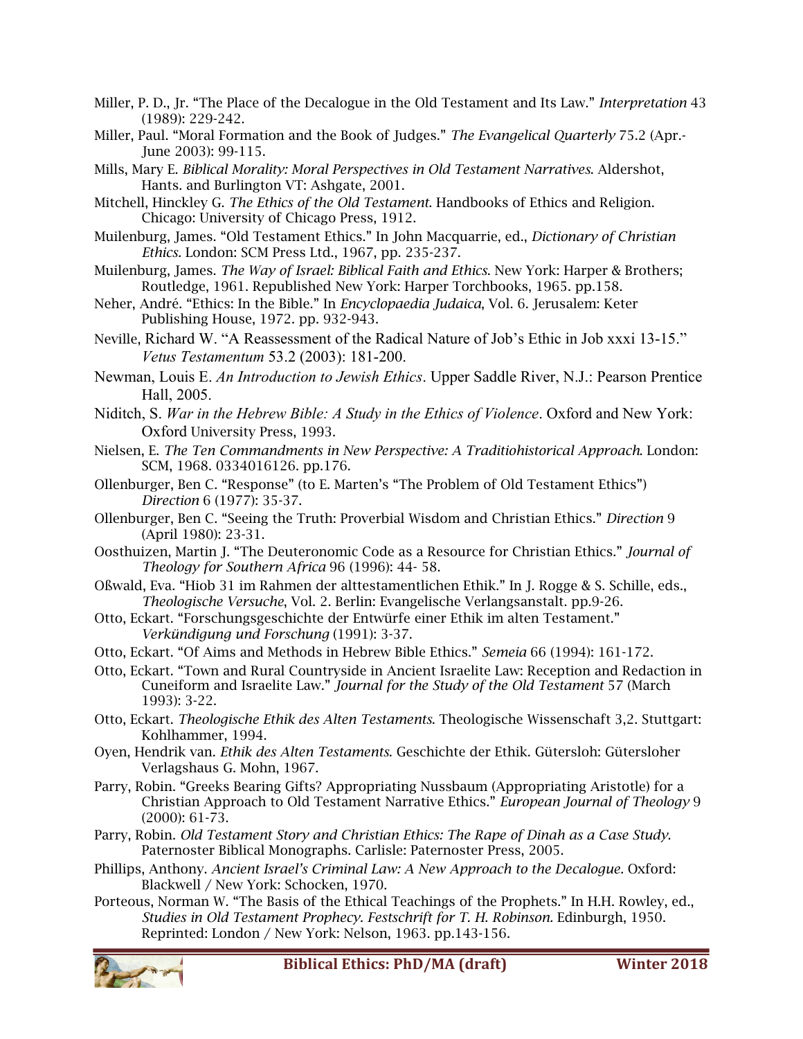Miller, P. D., Jr. "The Place of the Decalogue in the Old Testament and Its Law." *Interpretation* 43 (1989): 229-242.

Miller, Paul. "Moral Formation and the Book of Judges." *The Evangelical Quarterly* 75.2 (Apr.-June 2003): 99-115.

Mills, Mary E. *Biblical Morality: Moral Perspectives in Old Testament Narratives*. Aldershot, Hants. and Burlington VT: Ashgate, 2001.

Mitchell, Hinckley G. *The Ethics of the Old Testament*. Handbooks of Ethics and Religion. Chicago: University of Chicago Press, 1912.

Muilenburg, James. "Old Testament Ethics." In John Macquarrie, ed., *Dictionary of Christian Ethics*. London: SCM Press Ltd., 1967, pp. 235-237.

Muilenburg, James. *The Way of Israel: Biblical Faith and Ethics*. New York: Harper & Brothers; Routledge, 1961. Republished New York: Harper Torchbooks, 1965. pp.158.

Neher, André. "Ethics: In the Bible." In *Encyclopaedia Judaica*, Vol. 6. Jerusalem: Keter Publishing House, 1972. pp. 932-943.

Neville, Richard W. "A Reassessment of the Radical Nature of Job's Ethic in Job xxxi 13-15." *Vetus Testamentum* 53.2 (2003): 181-200.

Newman, Louis E. *An Introduction to Jewish Ethics*. Upper Saddle River, N.J.: Pearson Prentice Hall, 2005.

Niditch, S. *War in the Hebrew Bible: A Study in the Ethics of Violence*. Oxford and New York: Oxford University Press, 1993.

Nielsen, E. *The Ten Commandments in New Perspective: A Traditiohistorical Approach*. London: SCM, 1968. 0334016126. pp.176.

Ollenburger, Ben C. "Response" (to E. Marten's "The Problem of Old Testament Ethics") *Direction* 6 (1977): 35-37.

Ollenburger, Ben C. "Seeing the Truth: Proverbial Wisdom and Christian Ethics." *Direction* 9 (April 1980): 23-31.

Oosthuizen, Martin J. "The Deuteronomic Code as a Resource for Christian Ethics." *Journal of Theology for Southern Africa* 96 (1996): 44- 58.

Oßwald, Eva. "Hiob 31 im Rahmen der alttestamentlichen Ethik." In J. Rogge & S. Schille, eds., *Theologische Versuche*, Vol. 2. Berlin: Evangelische Verlangsanstalt. pp.9-26.

Otto, Eckart. "Forschungsgeschichte der Entwürfe einer Ethik im alten Testament." *Verkündigung und Forschung* (1991): 3-37.

Otto, Eckart. "Of Aims and Methods in Hebrew Bible Ethics." *Semeia* 66 (1994): 161-172.

Otto, Eckart. "Town and Rural Countryside in Ancient Israelite Law: Reception and Redaction in Cuneiform and Israelite Law." *Journal for the Study of the Old Testament* 57 (March 1993): 3-22.

Otto, Eckart. *Theologische Ethik des Alten Testaments*. Theologische Wissenschaft 3,2. Stuttgart: Kohlhammer, 1994.

Oyen, Hendrik van. *Ethik des Alten Testaments*. Geschichte der Ethik. Gütersloh: Gütersloher Verlagshaus G. Mohn, 1967.

Parry, Robin. "Greeks Bearing Gifts? Appropriating Nussbaum (Appropriating Aristotle) for a Christian Approach to Old Testament Narrative Ethics." *European Journal of Theology* 9 (2000): 61-73.

Parry, Robin. *Old Testament Story and Christian Ethics: The Rape of Dinah as a Case Study*. Paternoster Biblical Monographs. Carlisle: Paternoster Press, 2005.

Phillips, Anthony. *Ancient Israel's Criminal Law: A New Approach to the Decalogue*. Oxford: Blackwell / New York: Schocken, 1970.

Porteous, Norman W. "The Basis of the Ethical Teachings of the Prophets." In H.H. Rowley, ed., *Studies in Old Testament Prophecy. Festschrift for T. H. Robinson*. Edinburgh, 1950. Reprinted: London / New York: Nelson, 1963. pp.143-156.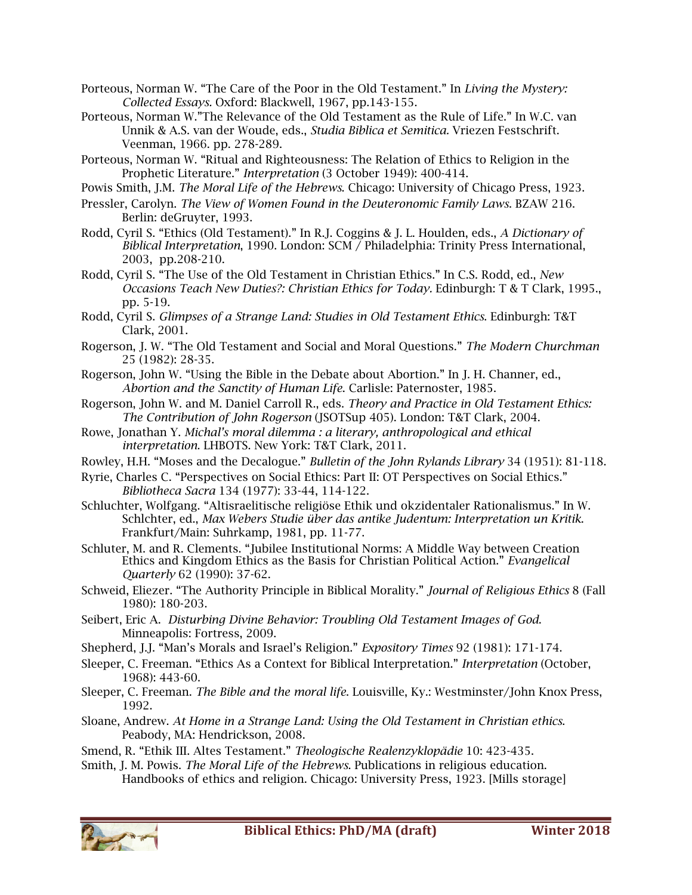Porteous, Norman W. “The Care of the Poor in the Old Testament.” In *Living the Mystery: Collected Essays*. Oxford: Blackwell, 1967, pp.143-155.

Porteous, Norman W.”The Relevance of the Old Testament as the Rule of Life.” In W.C. van Unnik & A.S. van der Woude, eds., *Studia Biblica et Semitica*. Vriezen Festschrift. Veenman, 1966. pp. 278-289.

Porteous, Norman W. “Ritual and Righteousness: The Relation of Ethics to Religion in the Prophetic Literature.” *Interpretation* (3 October 1949): 400-414.

Powis Smith, J.M. *The Moral Life of the Hebrews*. Chicago: University of Chicago Press, 1923.

Pressler, Carolyn. *The View of Women Found in the Deuteronomic Family Laws*. BZAW 216. Berlin: deGruyter, 1993.

Rodd, Cyril S. “Ethics (Old Testament).” In R.J. Coggins & J. L. Houlden, eds., *A Dictionary of Biblical Interpretation*, 1990. London: SCM / Philadelphia: Trinity Press International, 2003, pp.208-210.

Rodd, Cyril S. “The Use of the Old Testament in Christian Ethics.” In C.S. Rodd, ed., *New Occasions Teach New Duties?: Christian Ethics for Today*. Edinburgh: T & T Clark, 1995., pp. 5-19.

Rodd, Cyril S. *Glimpses of a Strange Land: Studies in Old Testament Ethics*. Edinburgh: T&T Clark, 2001.

Rogerson, J. W. “The Old Testament and Social and Moral Questions.” *The Modern Churchman* 25 (1982): 28-35.

Rogerson, John W. “Using the Bible in the Debate about Abortion.” In J. H. Channer, ed., *Abortion and the Sanctity of Human Life*. Carlisle: Paternoster, 1985.

Rogerson, John W. and M. Daniel Carroll R., eds. *Theory and Practice in Old Testament Ethics: The Contribution of John Rogerson* (JSOTSup 405). London: T&T Clark, 2004.

Rowe, Jonathan Y. *Michal's moral dilemma : a literary, anthropological and ethical interpretation*. LHBOTS. New York: T&T Clark, 2011.

Rowley, H.H. “Moses and the Decalogue.” *Bulletin of the John Rylands Library* 34 (1951): 81-118.

Ryrie, Charles C. “Perspectives on Social Ethics: Part II: OT Perspectives on Social Ethics.” *Bibliotheca Sacra* 134 (1977): 33-44, 114-122.

Schluchter, Wolfgang. “Altisraelitische religiöse Ethik und okzidentaler Rationalismus.” In W. Schlchter, ed., *Max Webers Studie über das antike Judentum: Interpretation un Kritik*. Frankfurt/Main: Suhrkamp, 1981, pp. 11-77.

Schluter, M. and R. Clements. “Jubilee Institutional Norms: A Middle Way between Creation Ethics and Kingdom Ethics as the Basis for Christian Political Action.” *Evangelical Quarterly* 62 (1990): 37-62.

Schweid, Eliezer. “The Authority Principle in Biblical Morality.” *Journal of Religious Ethics* 8 (Fall 1980): 180-203.

Seibert, Eric A. *Disturbing Divine Behavior: Troubling Old Testament Images of God*. Minneapolis: Fortress, 2009.

Shepherd, J.J. “Man’s Morals and Israel’s Religion.” *Expository Times* 92 (1981): 171-174.

Sleeper, C. Freeman. “Ethics As a Context for Biblical Interpretation.” *Interpretation* (October, 1968): 443-60.

Sleeper, C. Freeman. *The Bible and the moral life*. Louisville, Ky.: Westminster/John Knox Press, 1992.

Sloane, Andrew. *At Home in a Strange Land: Using the Old Testament in Christian ethics*. Peabody, MA: Hendrickson, 2008.

Smend, R. “Ethik III. Altes Testament.” *Theologische Realenzyklopädie* 10: 423-435.

Smith, J. M. Powis. *The Moral Life of the Hebrews*. Publications in religious education. Handbooks of ethics and religion. Chicago: University Press, 1923. [Mills storage]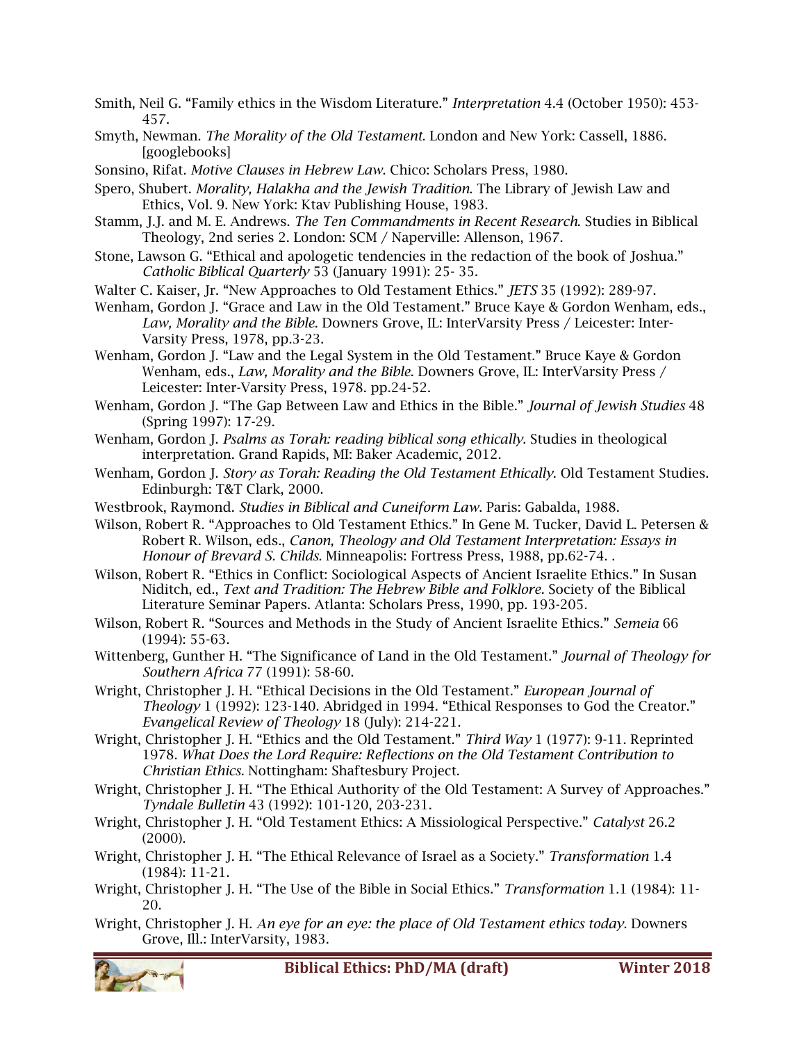Smith, Neil G. “Family ethics in the Wisdom Literature.” *Interpretation* 4.4 (October 1950): 453-457.

Smyth, Newman. *The Morality of the Old Testament*. London and New York: Cassell, 1886. [googlebooks]

Sonsino, Rifat. *Motive Clauses in Hebrew Law*. Chico: Scholars Press, 1980.

Spero, Shubert. *Morality, Halakha and the Jewish Tradition*. The Library of Jewish Law and Ethics, Vol. 9. New York: Ktav Publishing House, 1983.

Stamm, J.J. and M. E. Andrews. *The Ten Commandments in Recent Research*. Studies in Biblical Theology, 2nd series 2. London: SCM / Naperville: Allenson, 1967.

Stone, Lawson G. “Ethical and apologetic tendencies in the redaction of the book of Joshua.” *Catholic Biblical Quarterly* 53 (January 1991): 25- 35.

Walter C. Kaiser, Jr. “New Approaches to Old Testament Ethics.” *JETS* 35 (1992): 289-97.

Wenham, Gordon J. “Grace and Law in the Old Testament.” Bruce Kaye & Gordon Wenham, eds., *Law, Morality and the Bible*. Downers Grove, IL: InterVarsity Press / Leicester: Inter-Varsity Press, 1978, pp.3-23.

Wenham, Gordon J. “Law and the Legal System in the Old Testament.” Bruce Kaye & Gordon Wenham, eds., *Law, Morality and the Bible*. Downers Grove, IL: InterVarsity Press / Leicester: Inter-Varsity Press, 1978. pp.24-52.

Wenham, Gordon J. “The Gap Between Law and Ethics in the Bible.” *Journal of Jewish Studies* 48 (Spring 1997): 17-29.

Wenham, Gordon J. *Psalms as Torah: reading biblical song ethically*. Studies in theological interpretation. Grand Rapids, MI: Baker Academic, 2012.

Wenham, Gordon J. *Story as Torah: Reading the Old Testament Ethically*. Old Testament Studies. Edinburgh: T&T Clark, 2000.

Westbrook, Raymond. *Studies in Biblical and Cuneiform Law*. Paris: Gabalda, 1988.

Wilson, Robert R. “Approaches to Old Testament Ethics.” In Gene M. Tucker, David L. Petersen & Robert R. Wilson, eds., *Canon, Theology and Old Testament Interpretation: Essays in Honour of Brevard S. Childs*. Minneapolis: Fortress Press, 1988, pp.62-74. .

Wilson, Robert R. “Ethics in Conflict: Sociological Aspects of Ancient Israelite Ethics.” In Susan Niditch, ed., *Text and Tradition: The Hebrew Bible and Folklore*. Society of the Biblical Literature Seminar Papers. Atlanta: Scholars Press, 1990, pp. 193-205.

Wilson, Robert R. “Sources and Methods in the Study of Ancient Israelite Ethics.” *Semeia* 66 (1994): 55-63.

Wittenberg, Gunther H. “The Significance of Land in the Old Testament.” *Journal of Theology for Southern Africa* 77 (1991): 58-60.

Wright, Christopher J. H. “Ethical Decisions in the Old Testament.” *European Journal of Theology* 1 (1992): 123-140. Abridged in 1994. “Ethical Responses to God the Creator.” *Evangelical Review of Theology* 18 (July): 214-221.

Wright, Christopher J. H. “Ethics and the Old Testament.” *Third Way* 1 (1977): 9-11. Reprinted 1978. *What Does the Lord Require: Reflections on the Old Testament Contribution to Christian Ethics*. Nottingham: Shaftesbury Project.

Wright, Christopher J. H. “The Ethical Authority of the Old Testament: A Survey of Approaches.” *Tyndale Bulletin* 43 (1992): 101-120, 203-231.

Wright, Christopher J. H. “Old Testament Ethics: A Missiological Perspective.” *Catalyst* 26.2 (2000).

Wright, Christopher J. H. “The Ethical Relevance of Israel as a Society.” *Transformation* 1.4 (1984): 11-21.

Wright, Christopher J. H. “The Use of the Bible in Social Ethics.” *Transformation* 1.1 (1984): 11-20.

Wright, Christopher J. H. *An eye for an eye: the place of Old Testament ethics today*. Downers Grove, Ill.: InterVarsity, 1983.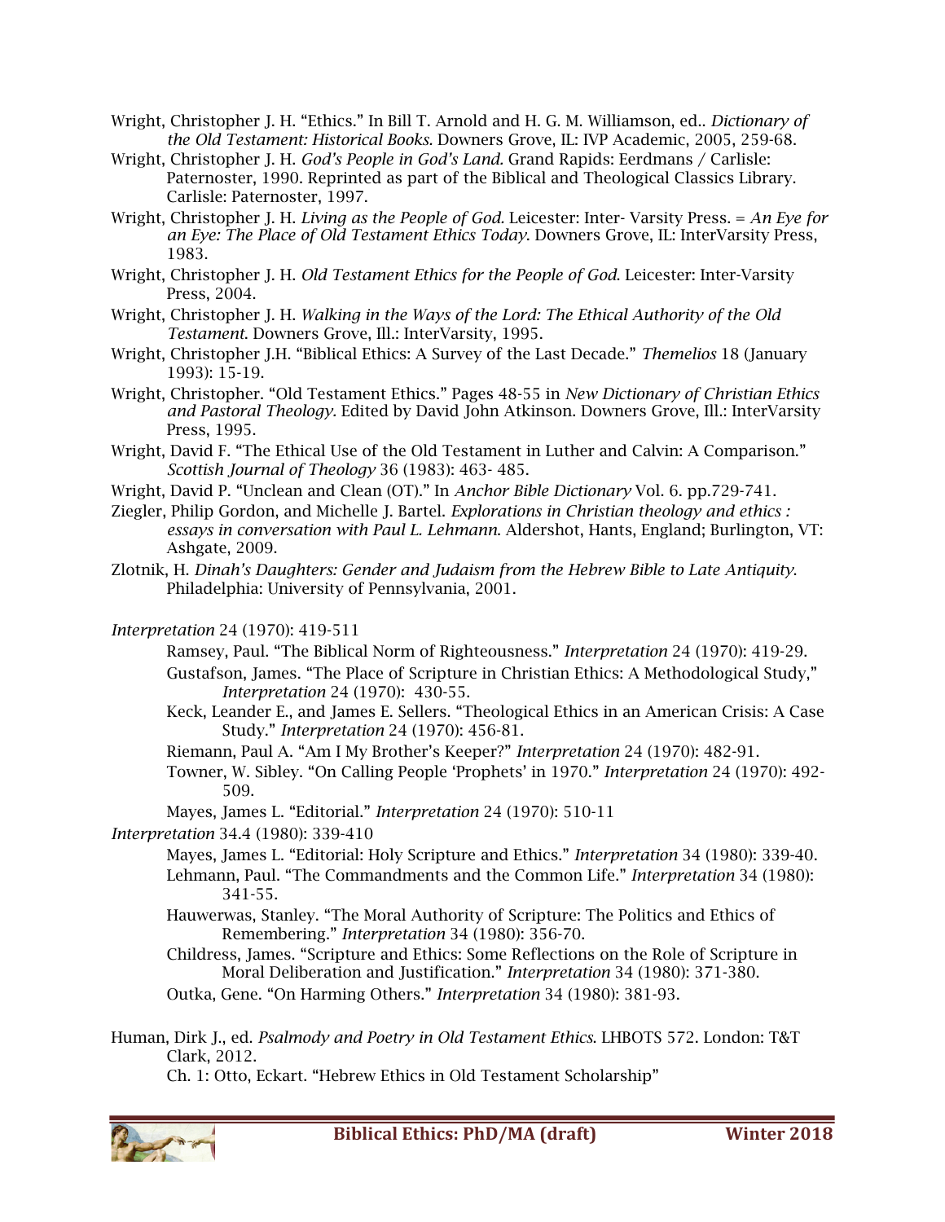Wright, Christopher J. H. “Ethics.” In Bill T. Arnold and H. G. M. Williamson, ed.. *Dictionary of the Old Testament: Historical Books*. Downers Grove, IL: IVP Academic, 2005, 259-68.

Wright, Christopher J. H. *God’s People in God’s Land*. Grand Rapids: Eerdmans / Carlisle: Paternoster, 1990. Reprinted as part of the Biblical and Theological Classics Library. Carlisle: Paternoster, 1997.

Wright, Christopher J. H. *Living as the People of God*. Leicester: Inter- Varsity Press. = *An Eye for an Eye: The Place of Old Testament Ethics Today*. Downers Grove, IL: InterVarsity Press, 1983.

Wright, Christopher J. H. *Old Testament Ethics for the People of God*. Leicester: Inter-Varsity Press, 2004.

Wright, Christopher J. H. *Walking in the Ways of the Lord: The Ethical Authority of the Old Testament*. Downers Grove, Ill.: InterVarsity, 1995.

Wright, Christopher J.H. “Biblical Ethics: A Survey of the Last Decade.” *Themelios* 18 (January 1993): 15-19.

Wright, Christopher. “Old Testament Ethics.” Pages 48-55 in *New Dictionary of Christian Ethics and Pastoral Theology*. Edited by David John Atkinson. Downers Grove, Ill.: InterVarsity Press, 1995.

Wright, David F. “The Ethical Use of the Old Testament in Luther and Calvin: A Comparison.” *Scottish Journal of Theology* 36 (1983): 463- 485.

Wright, David P. “Unclean and Clean (OT).” In *Anchor Bible Dictionary* Vol. 6. pp.729-741.

Ziegler, Philip Gordon, and Michelle J. Bartel. *Explorations in Christian theology and ethics : essays in conversation with Paul L. Lehmann*. Aldershot, Hants, England; Burlington, VT: Ashgate, 2009.

Zlotnik, H. *Dinah’s Daughters: Gender and Judaism from the Hebrew Bible to Late Antiquity*. Philadelphia: University of Pennsylvania, 2001.

*Interpretation* 24 (1970): 419-511

- Ramsey, Paul. “The Biblical Norm of Righteousness.” *Interpretation* 24 (1970): 419-29.
- Gustafson, James. “The Place of Scripture in Christian Ethics: A Methodological Study,” *Interpretation* 24 (1970): 430-55.
- Keck, Leander E., and James E. Sellers. “Theological Ethics in an American Crisis: A Case Study.” *Interpretation* 24 (1970): 456-81.
- Riemann, Paul A. “Am I My Brother’s Keeper?” *Interpretation* 24 (1970): 482-91.
- Towner, W. Sibley. “On Calling People ‘Prophets’ in 1970.” *Interpretation* 24 (1970): 492-509.
- Mayes, James L. “Editorial.” *Interpretation* 24 (1970): 510-11

*Interpretation* 34.4 (1980): 339-410

- Mayes, James L. “Editorial: Holy Scripture and Ethics.” *Interpretation* 34 (1980): 339-40.
- Lehmann, Paul. “The Commandments and the Common Life.” *Interpretation* 34 (1980): 341-55.
- Hauwerwas, Stanley. “The Moral Authority of Scripture: The Politics and Ethics of Remembering.” *Interpretation* 34 (1980): 356-70.
- Childress, James. “Scripture and Ethics: Some Reflections on the Role of Scripture in Moral Deliberation and Justification.” *Interpretation* 34 (1980): 371-380.
- Outka, Gene. “On Harming Others.” *Interpretation* 34 (1980): 381-93.

Human, Dirk J., ed. *Psalmody and Poetry in Old Testament Ethics*. LHBOTS 572. London: T&T Clark, 2012.

- Ch. 1: Otto, Eckart. “Hebrew Ethics in Old Testament Scholarship”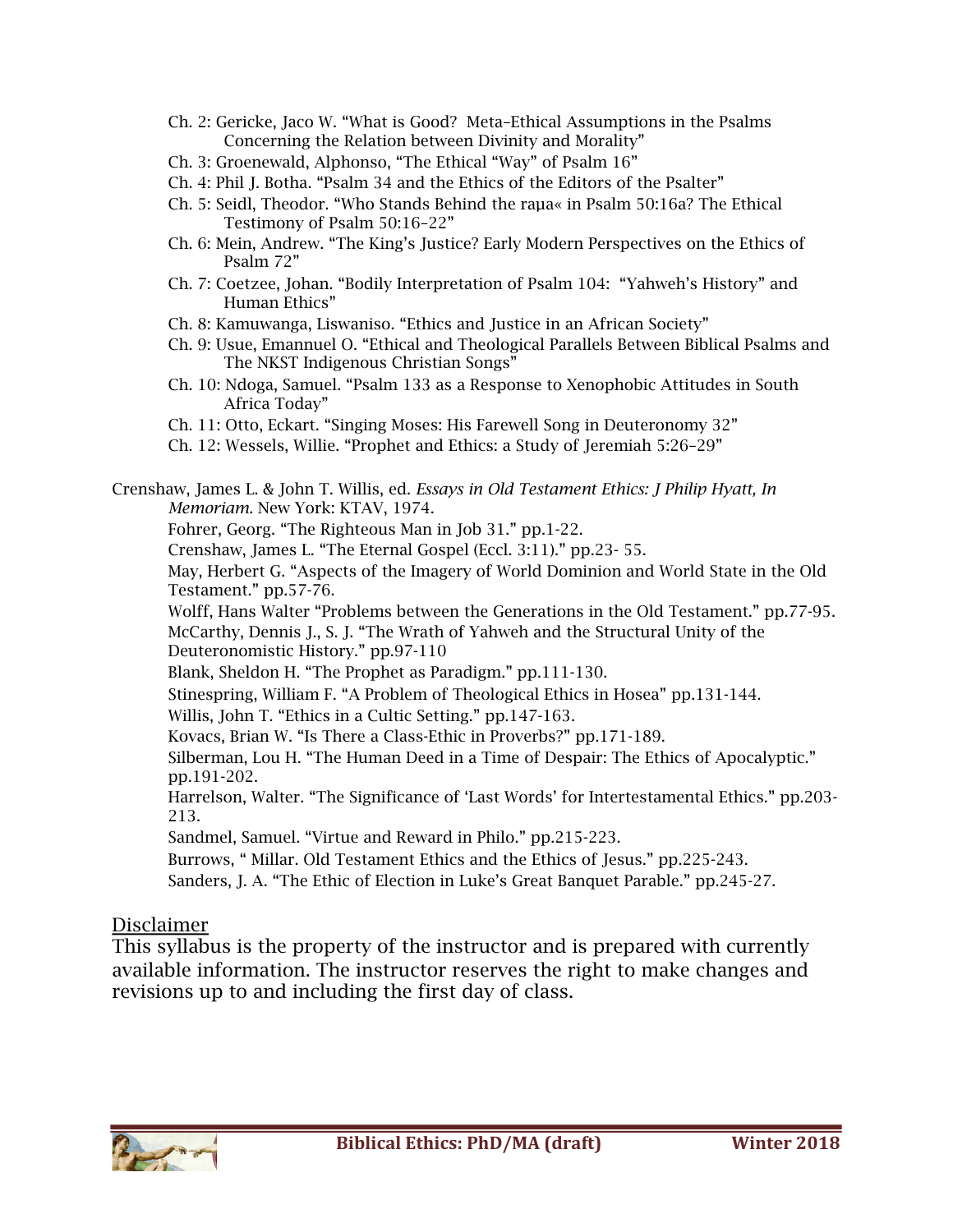- Ch. 2: Gericke, Jaco W. "What is Good? Meta-Ethical Assumptions in the Psalms Concerning the Relation between Divinity and Morality"
- Ch. 3: Groenewald, Alphonso, "The Ethical "Way" of Psalm 16"
- Ch. 4: Phil J. Botha. "Psalm 34 and the Ethics of the Editors of the Psalter"
- Ch. 5: Seidl, Theodor. "Who Stands Behind the raụa« in Psalm 50:16a? The Ethical Testimony of Psalm 50:16–22"
- Ch. 6: Mein, Andrew. "The King's Justice? Early Modern Perspectives on the Ethics of Psalm 72"
- Ch. 7: Coetzee, Johan. "Bodily Interpretation of Psalm 104: "Yahweh's History" and Human Ethics"
- Ch. 8: Kamuwanga, Liswaniso. "Ethics and Justice in an African Society"
- Ch. 9: Usue, Emannuel O. "Ethical and Theological Parallels Between Biblical Psalms and The NKST Indigenous Christian Songs"
- Ch. 10: Ndoga, Samuel. "Psalm 133 as a Response to Xenophobic Attitudes in South Africa Today"
- Ch. 11: Otto, Eckart. "Singing Moses: His Farewell Song in Deuteronomy 32"
- Ch. 12: Wessels, Willie. "Prophet and Ethics: a Study of Jeremiah 5:26–29"

Crenshaw, James L. & John T. Willis, ed. *Essays in Old Testament Ethics: J Philip Hyatt, In Memoriam.* New York: KTAV, 1974.

- Fohrer, Georg. "The Righteous Man in Job 31." pp.1-22.
- Crenshaw, James L. "The Eternal Gospel (Eccl. 3:11)." pp.23- 55.
- May, Herbert G. "Aspects of the Imagery of World Dominion and World State in the Old Testament." pp.57-76.
- Wolff, Hans Walter "Problems between the Generations in the Old Testament." pp.77-95.
- McCarthy, Dennis J., S. J. "The Wrath of Yahweh and the Structural Unity of the Deuteronomistic History." pp.97-110
- Blank, Sheldon H. "The Prophet as Paradigm." pp.111-130.
- Stinespring, William F. "A Problem of Theological Ethics in Hosea" pp.131-144.
- Willis, John T. "Ethics in a Cultic Setting." pp.147-163.
- Kovacs, Brian W. "Is There a Class-Ethic in Proverbs?" pp.171-189.
- Silberman, Lou H. "The Human Deed in a Time of Despair: The Ethics of Apocalyptic." pp.191-202.
- Harrelson, Walter. "The Significance of 'Last Words' for Intertestamental Ethics." pp.203-213.
- Sandmel, Samuel. "Virtue and Reward in Philo." pp.215-223.
- Burrows, " Millar. Old Testament Ethics and the Ethics of Jesus." pp.225-243.
- Sanders, J. A. "The Ethic of Election in Luke's Great Banquet Parable." pp.245-27.

<u>Disclaimer</u>

This syllabus is the property of the instructor and is prepared with currently available information. The instructor reserves the right to make changes and revisions up to and including the first day of class.